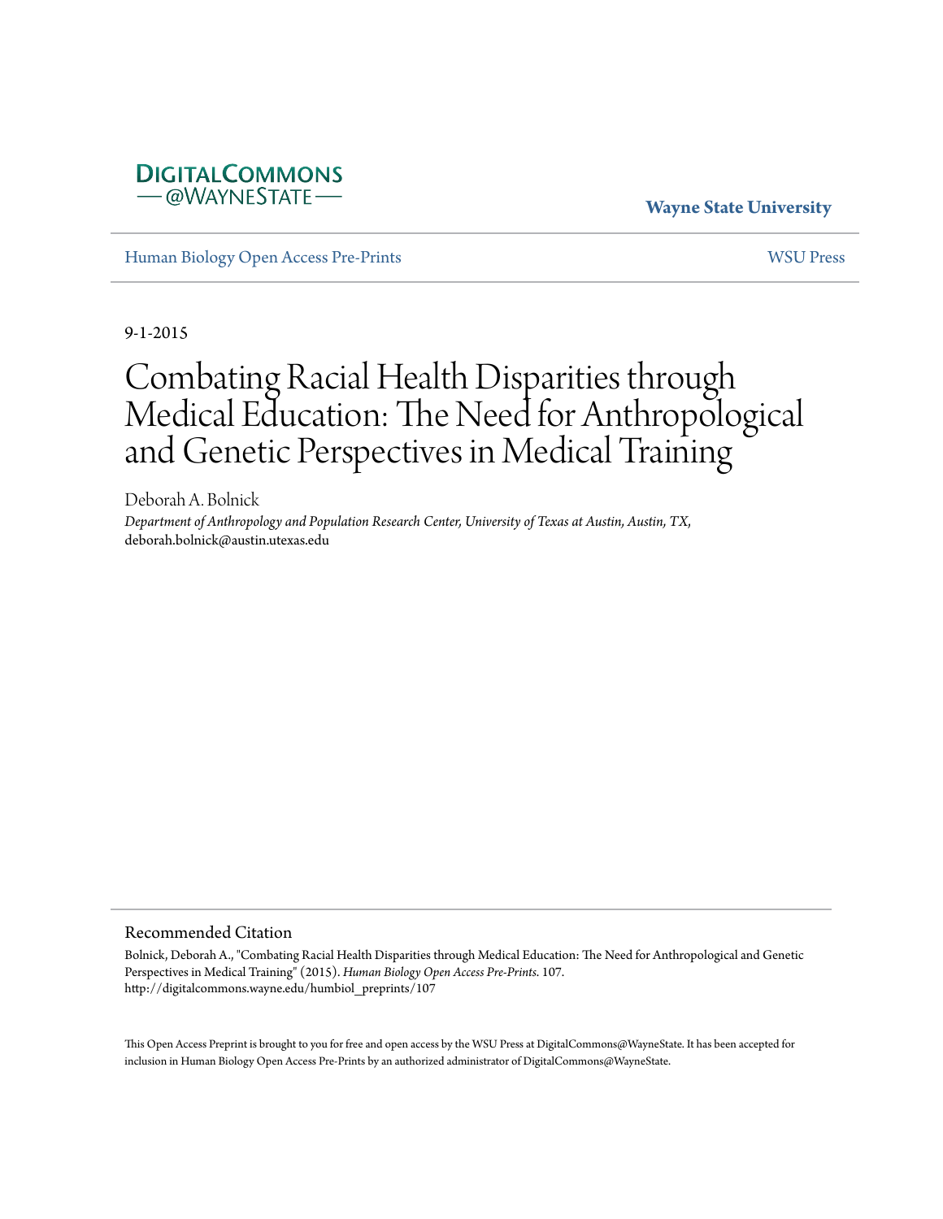DigitalCommons @WayneState

Wayne State University

Human Biology Open Access Pre-Prints

WSU Press

9-1-2015

# Combating Racial Health Disparities through Medical Education: The Need for Anthropological and Genetic Perspectives in Medical Training

Deborah A. Bolnick

*Department of Anthropology and Population Research Center, University of Texas at Austin, Austin, TX,* deborah.bolnick@austin.utexas.edu

## Recommended Citation

Bolnick, Deborah A., "Combating Racial Health Disparities through Medical Education: The Need for Anthropological and Genetic Perspectives in Medical Training" (2015). *Human Biology Open Access Pre-Prints*. 107.
http://digitalcommons.wayne.edu/humbiol_preprints/107

This Open Access Preprint is brought to you for free and open access by the WSU Press at DigitalCommons@WayneState. It has been accepted for inclusion in Human Biology Open Access Pre-Prints by an authorized administrator of DigitalCommons@WayneState.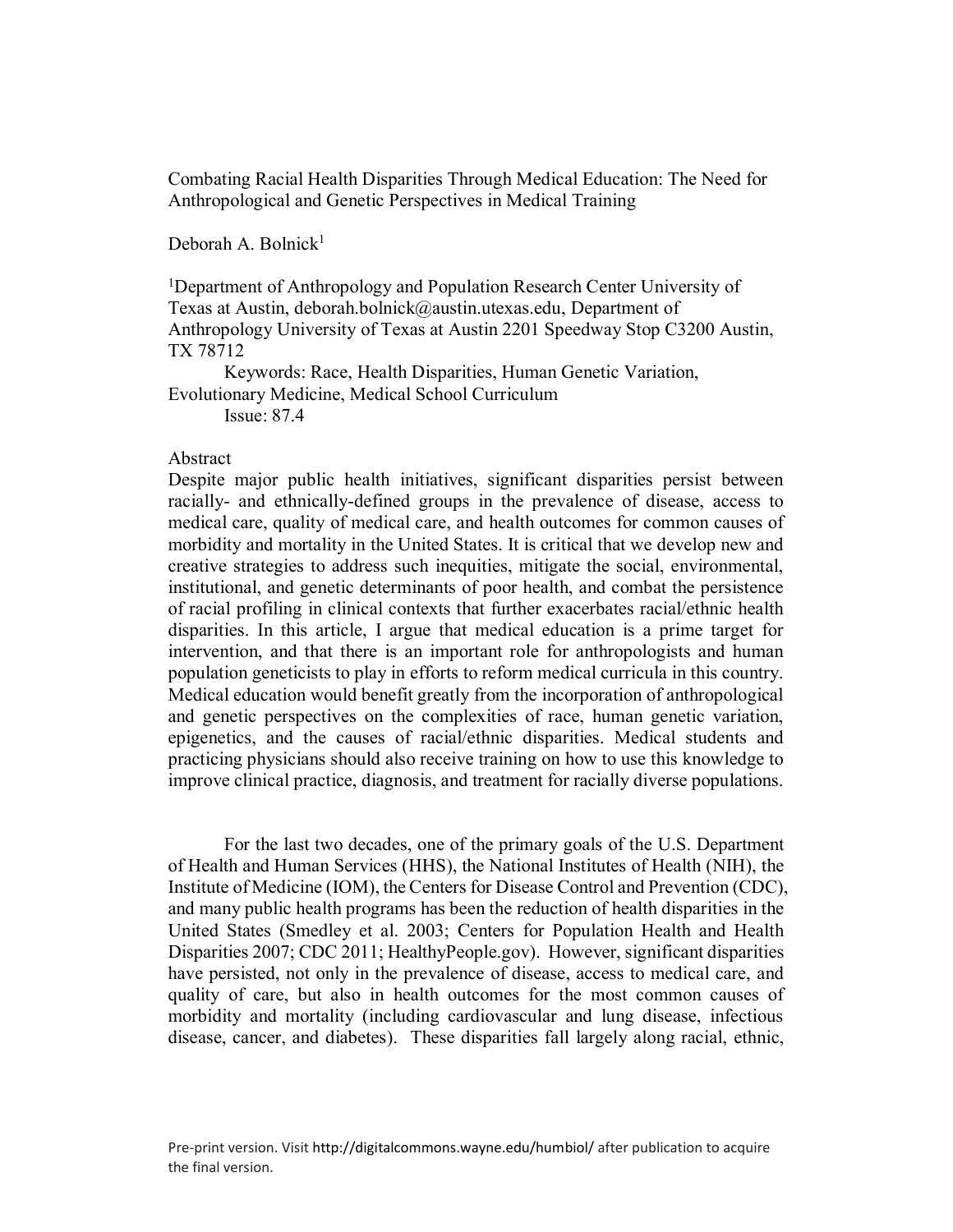Combating Racial Health Disparities Through Medical Education: The Need for Anthropological and Genetic Perspectives in Medical Training

Deborah A. Bolnick[1]

[1]Department of Anthropology and Population Research Center University of Texas at Austin, deborah.bolnick@austin.utexas.edu, Department of Anthropology University of Texas at Austin 2201 Speedway Stop C3200 Austin, TX 78712

Keywords: Race, Health Disparities, Human Genetic Variation, Evolutionary Medicine, Medical School Curriculum

Issue: 87.4

## Abstract

Despite major public health initiatives, significant disparities persist between racially- and ethnically-defined groups in the prevalence of disease, access to medical care, quality of medical care, and health outcomes for common causes of morbidity and mortality in the United States. It is critical that we develop new and creative strategies to address such inequities, mitigate the social, environmental, institutional, and genetic determinants of poor health, and combat the persistence of racial profiling in clinical contexts that further exacerbates racial/ethnic health disparities. In this article, I argue that medical education is a prime target for intervention, and that there is an important role for anthropologists and human population geneticists to play in efforts to reform medical curricula in this country. Medical education would benefit greatly from the incorporation of anthropological and genetic perspectives on the complexities of race, human genetic variation, epigenetics, and the causes of racial/ethnic disparities. Medical students and practicing physicians should also receive training on how to use this knowledge to improve clinical practice, diagnosis, and treatment for racially diverse populations.

For the last two decades, one of the primary goals of the U.S. Department of Health and Human Services (HHS), the National Institutes of Health (NIH), the Institute of Medicine (IOM), the Centers for Disease Control and Prevention (CDC), and many public health programs has been the reduction of health disparities in the United States (Smedley et al. 2003; Centers for Population Health and Health Disparities 2007; CDC 2011; HealthyPeople.gov). However, significant disparities have persisted, not only in the prevalence of disease, access to medical care, and quality of care, but also in health outcomes for the most common causes of morbidity and mortality (including cardiovascular and lung disease, infectious disease, cancer, and diabetes). These disparities fall largely along racial, ethnic,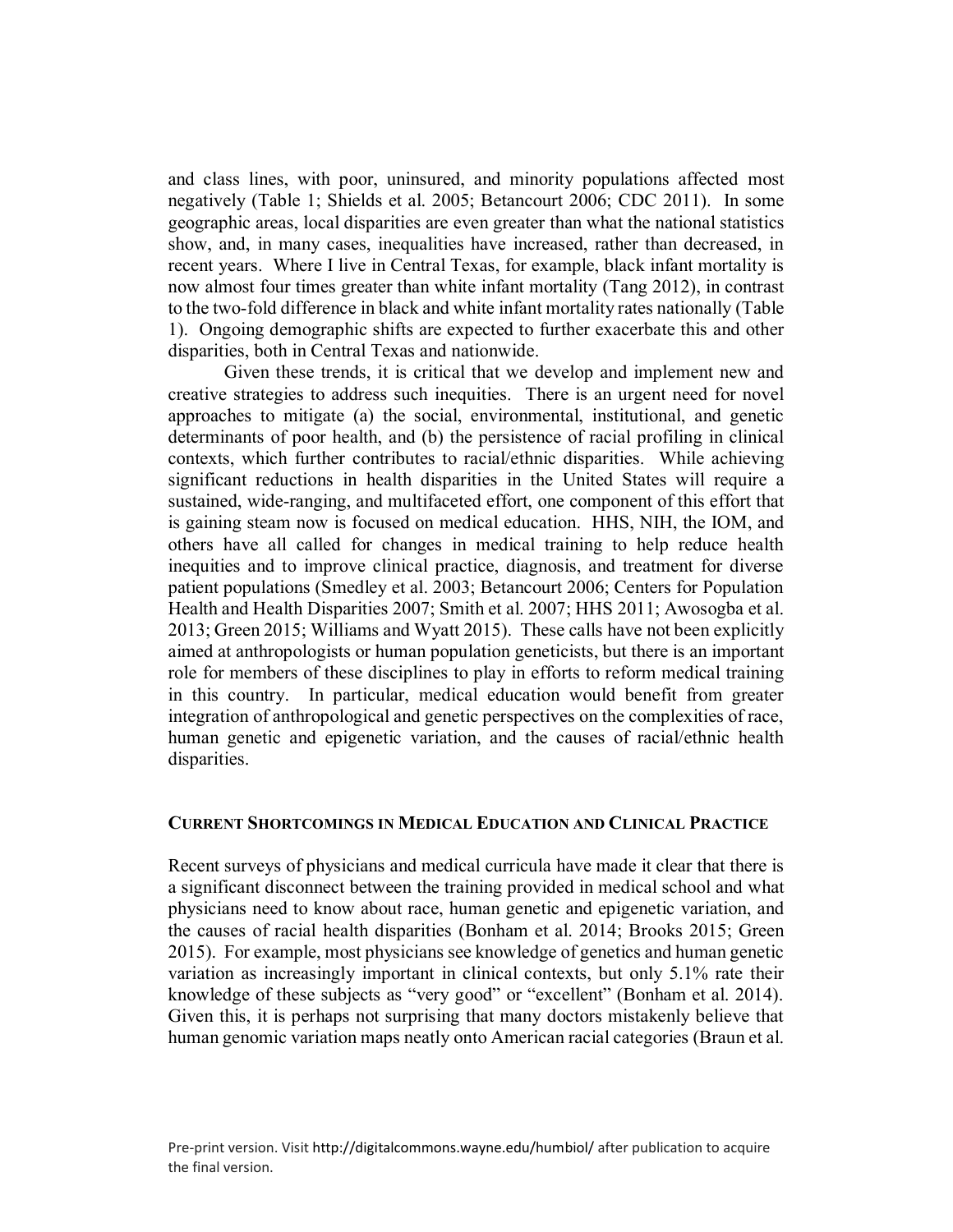and class lines, with poor, uninsured, and minority populations affected most negatively (Table 1; Shields et al. 2005; Betancourt 2006; CDC 2011). In some geographic areas, local disparities are even greater than what the national statistics show, and, in many cases, inequalities have increased, rather than decreased, in recent years. Where I live in Central Texas, for example, black infant mortality is now almost four times greater than white infant mortality (Tang 2012), in contrast to the two-fold difference in black and white infant mortality rates nationally (Table 1). Ongoing demographic shifts are expected to further exacerbate this and other disparities, both in Central Texas and nationwide.

Given these trends, it is critical that we develop and implement new and creative strategies to address such inequities. There is an urgent need for novel approaches to mitigate (a) the social, environmental, institutional, and genetic determinants of poor health, and (b) the persistence of racial profiling in clinical contexts, which further contributes to racial/ethnic disparities. While achieving significant reductions in health disparities in the United States will require a sustained, wide-ranging, and multifaceted effort, one component of this effort that is gaining steam now is focused on medical education. HHS, NIH, the IOM, and others have all called for changes in medical training to help reduce health inequities and to improve clinical practice, diagnosis, and treatment for diverse patient populations (Smedley et al. 2003; Betancourt 2006; Centers for Population Health and Health Disparities 2007; Smith et al. 2007; HHS 2011; Awosogba et al. 2013; Green 2015; Williams and Wyatt 2015). These calls have not been explicitly aimed at anthropologists or human population geneticists, but there is an important role for members of these disciplines to play in efforts to reform medical training in this country. In particular, medical education would benefit from greater integration of anthropological and genetic perspectives on the complexities of race, human genetic and epigenetic variation, and the causes of racial/ethnic health disparities.

## Current Shortcomings in Medical Education and Clinical Practice

Recent surveys of physicians and medical curricula have made it clear that there is a significant disconnect between the training provided in medical school and what physicians need to know about race, human genetic and epigenetic variation, and the causes of racial health disparities (Bonham et al. 2014; Brooks 2015; Green 2015). For example, most physicians see knowledge of genetics and human genetic variation as increasingly important in clinical contexts, but only 5.1% rate their knowledge of these subjects as "very good" or "excellent" (Bonham et al. 2014). Given this, it is perhaps not surprising that many doctors mistakenly believe that human genomic variation maps neatly onto American racial categories (Braun et al.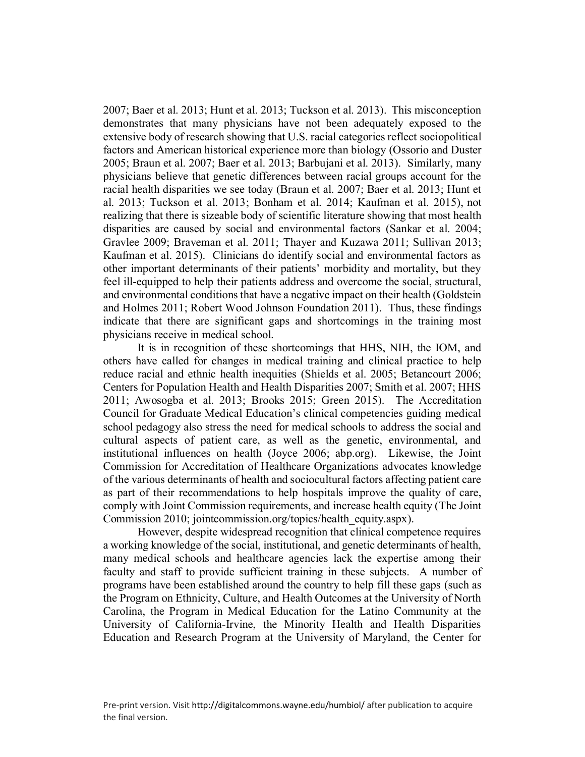2007; Baer et al. 2013; Hunt et al. 2013; Tuckson et al. 2013). This misconception demonstrates that many physicians have not been adequately exposed to the extensive body of research showing that U.S. racial categories reflect sociopolitical factors and American historical experience more than biology (Ossorio and Duster 2005; Braun et al. 2007; Baer et al. 2013; Barbujani et al. 2013). Similarly, many physicians believe that genetic differences between racial groups account for the racial health disparities we see today (Braun et al. 2007; Baer et al. 2013; Hunt et al. 2013; Tuckson et al. 2013; Bonham et al. 2014; Kaufman et al. 2015), not realizing that there is sizeable body of scientific literature showing that most health disparities are caused by social and environmental factors (Sankar et al. 2004; Gravlee 2009; Braveman et al. 2011; Thayer and Kuzawa 2011; Sullivan 2013; Kaufman et al. 2015). Clinicians do identify social and environmental factors as other important determinants of their patients' morbidity and mortality, but they feel ill-equipped to help their patients address and overcome the social, structural, and environmental conditions that have a negative impact on their health (Goldstein and Holmes 2011; Robert Wood Johnson Foundation 2011). Thus, these findings indicate that there are significant gaps and shortcomings in the training most physicians receive in medical school.

It is in recognition of these shortcomings that HHS, NIH, the IOM, and others have called for changes in medical training and clinical practice to help reduce racial and ethnic health inequities (Shields et al. 2005; Betancourt 2006; Centers for Population Health and Health Disparities 2007; Smith et al. 2007; HHS 2011; Awosogba et al. 2013; Brooks 2015; Green 2015). The Accreditation Council for Graduate Medical Education's clinical competencies guiding medical school pedagogy also stress the need for medical schools to address the social and cultural aspects of patient care, as well as the genetic, environmental, and institutional influences on health (Joyce 2006; abp.org). Likewise, the Joint Commission for Accreditation of Healthcare Organizations advocates knowledge of the various determinants of health and sociocultural factors affecting patient care as part of their recommendations to help hospitals improve the quality of care, comply with Joint Commission requirements, and increase health equity (The Joint Commission 2010; jointcommission.org/topics/health_equity.aspx).

However, despite widespread recognition that clinical competence requires a working knowledge of the social, institutional, and genetic determinants of health, many medical schools and healthcare agencies lack the expertise among their faculty and staff to provide sufficient training in these subjects. A number of programs have been established around the country to help fill these gaps (such as the Program on Ethnicity, Culture, and Health Outcomes at the University of North Carolina, the Program in Medical Education for the Latino Community at the University of California-Irvine, the Minority Health and Health Disparities Education and Research Program at the University of Maryland, the Center for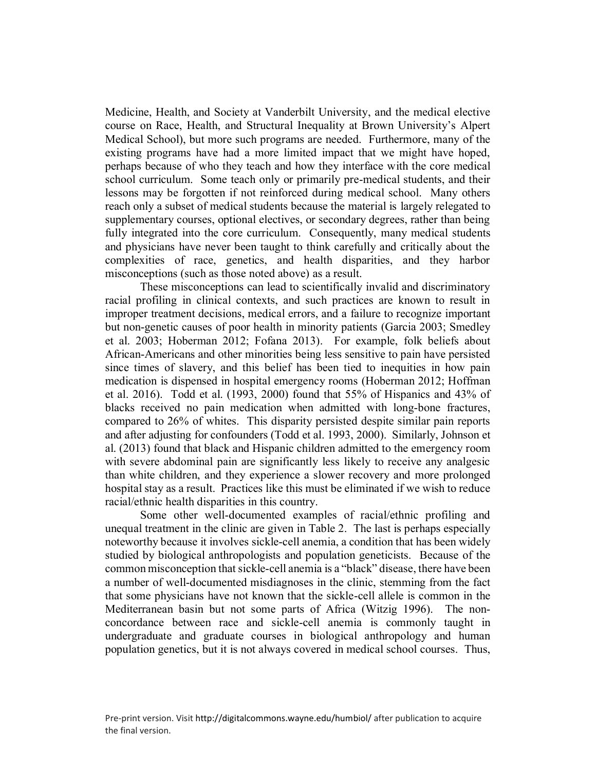Medicine, Health, and Society at Vanderbilt University, and the medical elective course on Race, Health, and Structural Inequality at Brown University's Alpert Medical School), but more such programs are needed. Furthermore, many of the existing programs have had a more limited impact that we might have hoped, perhaps because of who they teach and how they interface with the core medical school curriculum. Some teach only or primarily pre-medical students, and their lessons may be forgotten if not reinforced during medical school. Many others reach only a subset of medical students because the material is largely relegated to supplementary courses, optional electives, or secondary degrees, rather than being fully integrated into the core curriculum. Consequently, many medical students and physicians have never been taught to think carefully and critically about the complexities of race, genetics, and health disparities, and they harbor misconceptions (such as those noted above) as a result.

These misconceptions can lead to scientifically invalid and discriminatory racial profiling in clinical contexts, and such practices are known to result in improper treatment decisions, medical errors, and a failure to recognize important but non-genetic causes of poor health in minority patients (Garcia 2003; Smedley et al. 2003; Hoberman 2012; Fofana 2013). For example, folk beliefs about African-Americans and other minorities being less sensitive to pain have persisted since times of slavery, and this belief has been tied to inequities in how pain medication is dispensed in hospital emergency rooms (Hoberman 2012; Hoffman et al. 2016). Todd et al. (1993, 2000) found that 55% of Hispanics and 43% of blacks received no pain medication when admitted with long-bone fractures, compared to 26% of whites. This disparity persisted despite similar pain reports and after adjusting for confounders (Todd et al. 1993, 2000). Similarly, Johnson et al. (2013) found that black and Hispanic children admitted to the emergency room with severe abdominal pain are significantly less likely to receive any analgesic than white children, and they experience a slower recovery and more prolonged hospital stay as a result. Practices like this must be eliminated if we wish to reduce racial/ethnic health disparities in this country.

Some other well-documented examples of racial/ethnic profiling and unequal treatment in the clinic are given in Table 2. The last is perhaps especially noteworthy because it involves sickle-cell anemia, a condition that has been widely studied by biological anthropologists and population geneticists. Because of the common misconception that sickle-cell anemia is a "black" disease, there have been a number of well-documented misdiagnoses in the clinic, stemming from the fact that some physicians have not known that the sickle-cell allele is common in the Mediterranean basin but not some parts of Africa (Witzig 1996). The non-concordance between race and sickle-cell anemia is commonly taught in undergraduate and graduate courses in biological anthropology and human population genetics, but it is not always covered in medical school courses. Thus,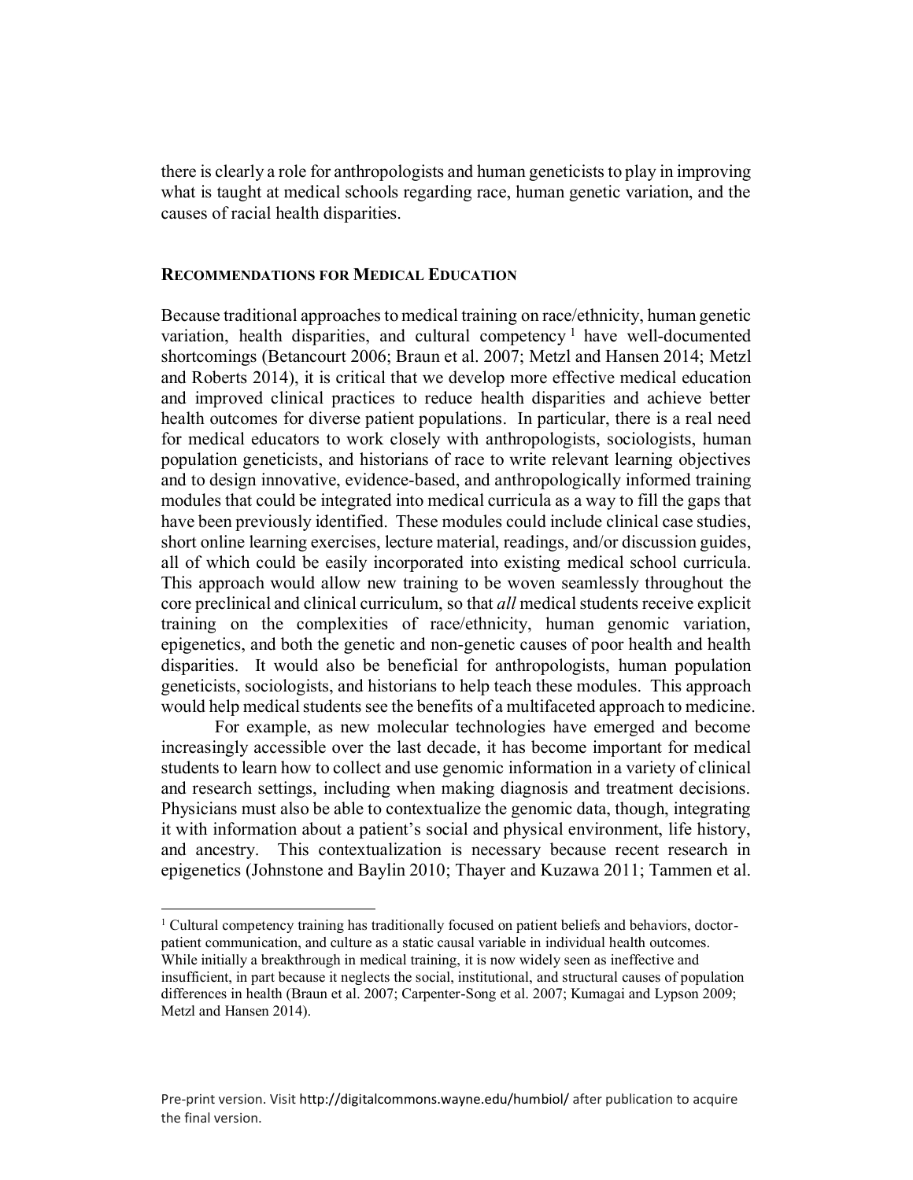there is clearly a role for anthropologists and human geneticists to play in improving what is taught at medical schools regarding race, human genetic variation, and the causes of racial health disparities.

## Recommendations for Medical Education

Because traditional approaches to medical training on race/ethnicity, human genetic variation, health disparities, and cultural competency [1] have well-documented shortcomings (Betancourt 2006; Braun et al. 2007; Metzl and Hansen 2014; Metzl and Roberts 2014), it is critical that we develop more effective medical education and improved clinical practices to reduce health disparities and achieve better health outcomes for diverse patient populations. In particular, there is a real need for medical educators to work closely with anthropologists, sociologists, human population geneticists, and historians of race to write relevant learning objectives and to design innovative, evidence-based, and anthropologically informed training modules that could be integrated into medical curricula as a way to fill the gaps that have been previously identified. These modules could include clinical case studies, short online learning exercises, lecture material, readings, and/or discussion guides, all of which could be easily incorporated into existing medical school curricula. This approach would allow new training to be woven seamlessly throughout the core preclinical and clinical curriculum, so that *all* medical students receive explicit training on the complexities of race/ethnicity, human genomic variation, epigenetics, and both the genetic and non-genetic causes of poor health and health disparities. It would also be beneficial for anthropologists, human population geneticists, sociologists, and historians to help teach these modules. This approach would help medical students see the benefits of a multifaceted approach to medicine.

For example, as new molecular technologies have emerged and become increasingly accessible over the last decade, it has become important for medical students to learn how to collect and use genomic information in a variety of clinical and research settings, including when making diagnosis and treatment decisions. Physicians must also be able to contextualize the genomic data, though, integrating it with information about a patient's social and physical environment, life history, and ancestry. This contextualization is necessary because recent research in epigenetics (Johnstone and Baylin 2010; Thayer and Kuzawa 2011; Tammen et al.

---

[1] Cultural competency training has traditionally focused on patient beliefs and behaviors, doctor-patient communication, and culture as a static causal variable in individual health outcomes. While initially a breakthrough in medical training, it is now widely seen as ineffective and insufficient, in part because it neglects the social, institutional, and structural causes of population differences in health (Braun et al. 2007; Carpenter-Song et al. 2007; Kumagai and Lypson 2009; Metzl and Hansen 2014).

Pre-print version. Visit http://digitalcommons.wayne.edu/humbiol/ after publication to acquire the final version.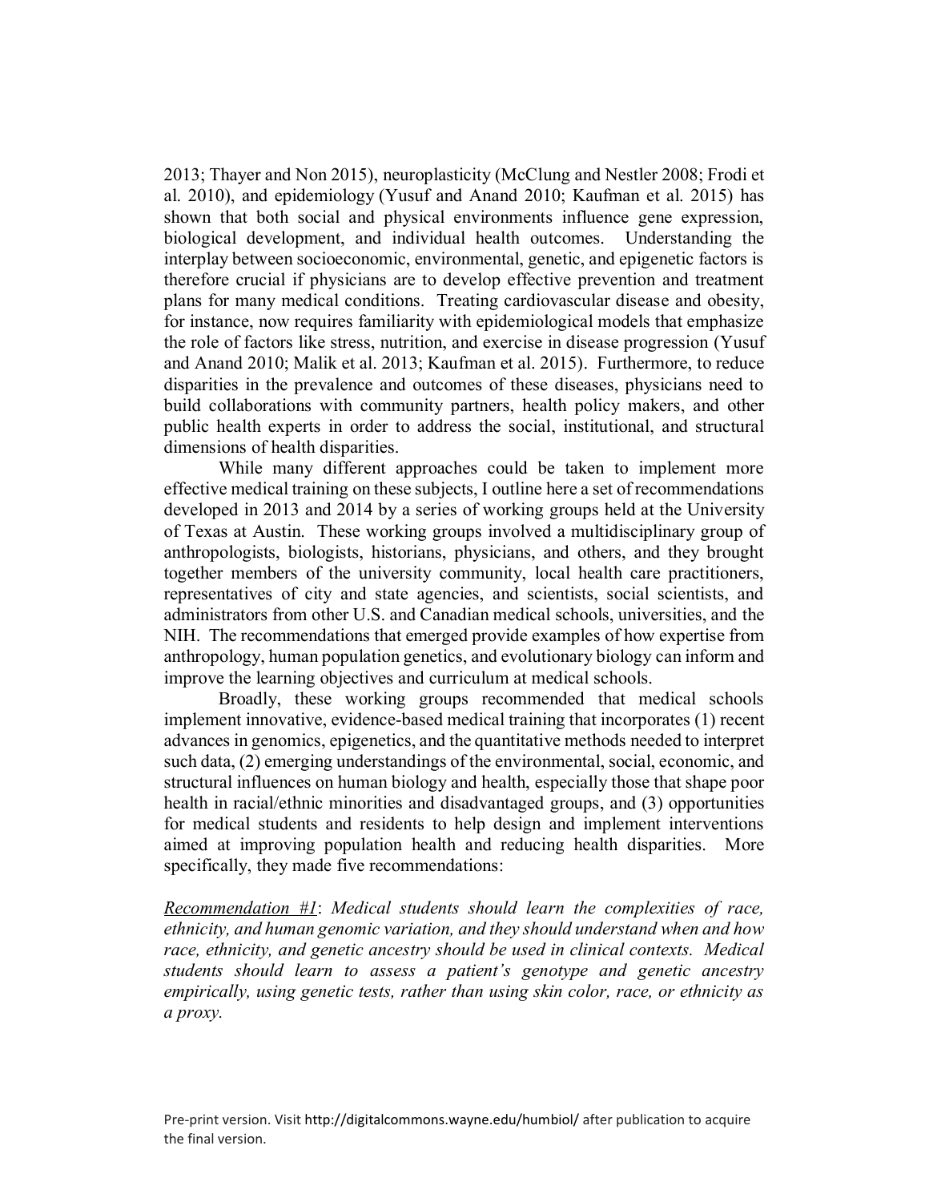2013; Thayer and Non 2015), neuroplasticity (McClung and Nestler 2008; Frodi et al. 2010), and epidemiology (Yusuf and Anand 2010; Kaufman et al. 2015) has shown that both social and physical environments influence gene expression, biological development, and individual health outcomes. Understanding the interplay between socioeconomic, environmental, genetic, and epigenetic factors is therefore crucial if physicians are to develop effective prevention and treatment plans for many medical conditions. Treating cardiovascular disease and obesity, for instance, now requires familiarity with epidemiological models that emphasize the role of factors like stress, nutrition, and exercise in disease progression (Yusuf and Anand 2010; Malik et al. 2013; Kaufman et al. 2015). Furthermore, to reduce disparities in the prevalence and outcomes of these diseases, physicians need to build collaborations with community partners, health policy makers, and other public health experts in order to address the social, institutional, and structural dimensions of health disparities.

While many different approaches could be taken to implement more effective medical training on these subjects, I outline here a set of recommendations developed in 2013 and 2014 by a series of working groups held at the University of Texas at Austin. These working groups involved a multidisciplinary group of anthropologists, biologists, historians, physicians, and others, and they brought together members of the university community, local health care practitioners, representatives of city and state agencies, and scientists, social scientists, and administrators from other U.S. and Canadian medical schools, universities, and the NIH. The recommendations that emerged provide examples of how expertise from anthropology, human population genetics, and evolutionary biology can inform and improve the learning objectives and curriculum at medical schools.

Broadly, these working groups recommended that medical schools implement innovative, evidence-based medical training that incorporates (1) recent advances in genomics, epigenetics, and the quantitative methods needed to interpret such data, (2) emerging understandings of the environmental, social, economic, and structural influences on human biology and health, especially those that shape poor health in racial/ethnic minorities and disadvantaged groups, and (3) opportunities for medical students and residents to help design and implement interventions aimed at improving population health and reducing health disparities. More specifically, they made five recommendations:

<u>*Recommendation #1*</u>: *Medical students should learn the complexities of race, ethnicity, and human genomic variation, and they should understand when and how race, ethnicity, and genetic ancestry should be used in clinical contexts. Medical students should learn to assess a patient's genotype and genetic ancestry empirically, using genetic tests, rather than using skin color, race, or ethnicity as a proxy.*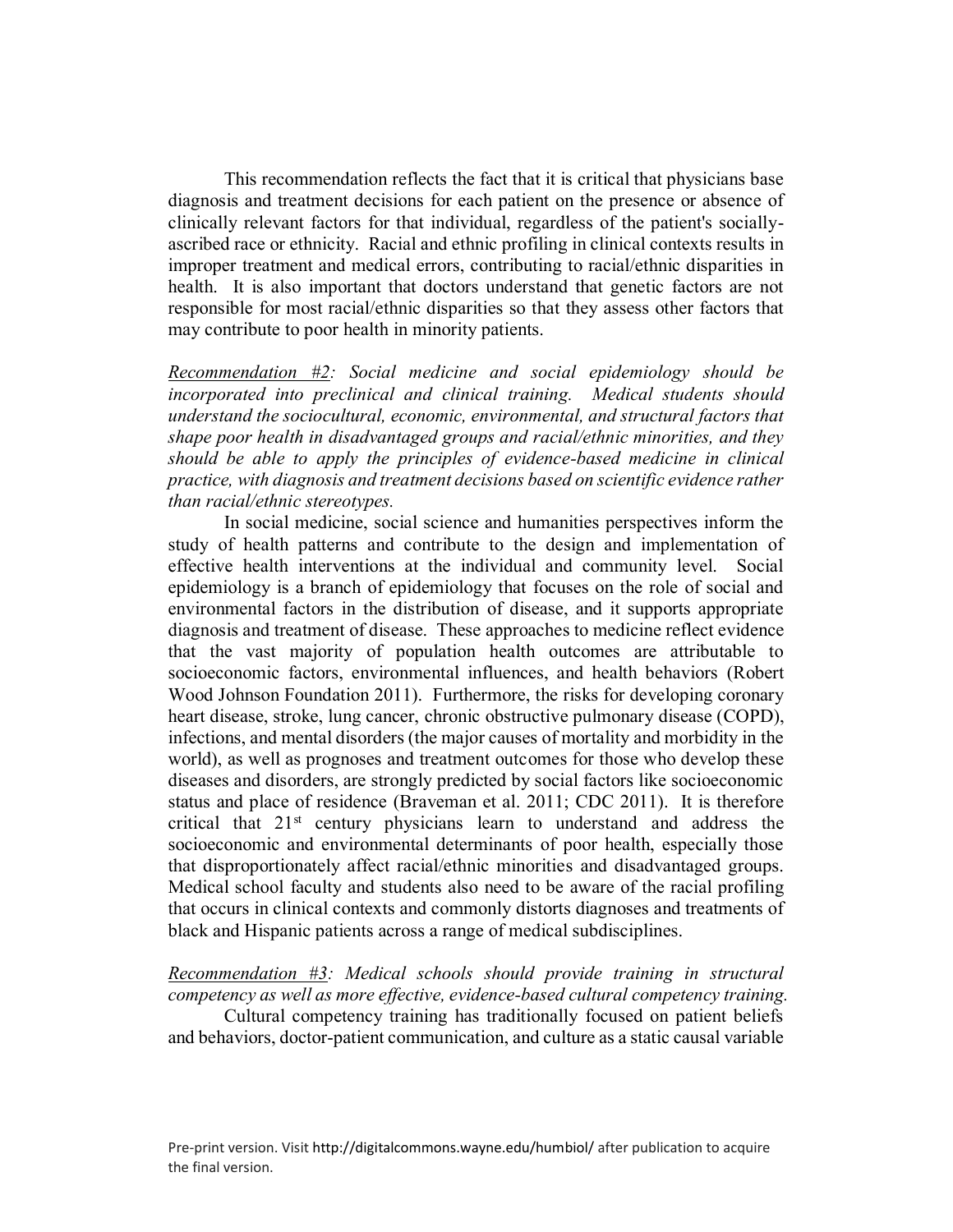This recommendation reflects the fact that it is critical that physicians base diagnosis and treatment decisions for each patient on the presence or absence of clinically relevant factors for that individual, regardless of the patient's socially-ascribed race or ethnicity. Racial and ethnic profiling in clinical contexts results in improper treatment and medical errors, contributing to racial/ethnic disparities in health. It is also important that doctors understand that genetic factors are not responsible for most racial/ethnic disparities so that they assess other factors that may contribute to poor health in minority patients.

*Recommendation #2: Social medicine and social epidemiology should be incorporated into preclinical and clinical training. Medical students should understand the sociocultural, economic, environmental, and structural factors that shape poor health in disadvantaged groups and racial/ethnic minorities, and they should be able to apply the principles of evidence-based medicine in clinical practice, with diagnosis and treatment decisions based on scientific evidence rather than racial/ethnic stereotypes.*

In social medicine, social science and humanities perspectives inform the study of health patterns and contribute to the design and implementation of effective health interventions at the individual and community level. Social epidemiology is a branch of epidemiology that focuses on the role of social and environmental factors in the distribution of disease, and it supports appropriate diagnosis and treatment of disease. These approaches to medicine reflect evidence that the vast majority of population health outcomes are attributable to socioeconomic factors, environmental influences, and health behaviors (Robert Wood Johnson Foundation 2011). Furthermore, the risks for developing coronary heart disease, stroke, lung cancer, chronic obstructive pulmonary disease (COPD), infections, and mental disorders (the major causes of mortality and morbidity in the world), as well as prognoses and treatment outcomes for those who develop these diseases and disorders, are strongly predicted by social factors like socioeconomic status and place of residence (Braveman et al. 2011; CDC 2011). It is therefore critical that 21st century physicians learn to understand and address the socioeconomic and environmental determinants of poor health, especially those that disproportionately affect racial/ethnic minorities and disadvantaged groups. Medical school faculty and students also need to be aware of the racial profiling that occurs in clinical contexts and commonly distorts diagnoses and treatments of black and Hispanic patients across a range of medical subdisciplines.

*Recommendation #3: Medical schools should provide training in structural competency as well as more effective, evidence-based cultural competency training.*

Cultural competency training has traditionally focused on patient beliefs and behaviors, doctor-patient communication, and culture as a static causal variable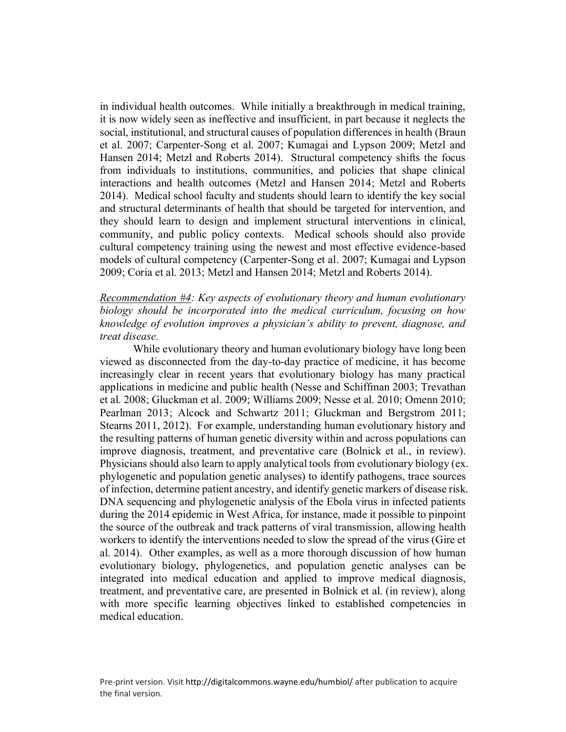in individual health outcomes. While initially a breakthrough in medical training, it is now widely seen as ineffective and insufficient, in part because it neglects the social, institutional, and structural causes of population differences in health (Braun et al. 2007; Carpenter-Song et al. 2007; Kumagai and Lypson 2009; Metzl and Hansen 2014; Metzl and Roberts 2014). Structural competency shifts the focus from individuals to institutions, communities, and policies that shape clinical interactions and health outcomes (Metzl and Hansen 2014; Metzl and Roberts 2014). Medical school faculty and students should learn to identify the key social and structural determinants of health that should be targeted for intervention, and they should learn to design and implement structural interventions in clinical, community, and public policy contexts. Medical schools should also provide cultural competency training using the newest and most effective evidence-based models of cultural competency (Carpenter-Song et al. 2007; Kumagai and Lypson 2009; Coria et al. 2013; Metzl and Hansen 2014; Metzl and Roberts 2014).

*Recommendation #4: Key aspects of evolutionary theory and human evolutionary biology should be incorporated into the medical curriculum, focusing on how knowledge of evolution improves a physician's ability to prevent, diagnose, and treat disease.*

While evolutionary theory and human evolutionary biology have long been viewed as disconnected from the day-to-day practice of medicine, it has become increasingly clear in recent years that evolutionary biology has many practical applications in medicine and public health (Nesse and Schiffman 2003; Trevathan et al. 2008; Gluckman et al. 2009; Williams 2009; Nesse et al. 2010; Omenn 2010; Pearlman 2013; Alcock and Schwartz 2011; Gluckman and Bergstrom 2011; Stearns 2011, 2012). For example, understanding human evolutionary history and the resulting patterns of human genetic diversity within and across populations can improve diagnosis, treatment, and preventative care (Bolnick et al., in review). Physicians should also learn to apply analytical tools from evolutionary biology (ex. phylogenetic and population genetic analyses) to identify pathogens, trace sources of infection, determine patient ancestry, and identify genetic markers of disease risk. DNA sequencing and phylogenetic analysis of the Ebola virus in infected patients during the 2014 epidemic in West Africa, for instance, made it possible to pinpoint the source of the outbreak and track patterns of viral transmission, allowing health workers to identify the interventions needed to slow the spread of the virus (Gire et al. 2014). Other examples, as well as a more thorough discussion of how human evolutionary biology, phylogenetics, and population genetic analyses can be integrated into medical education and applied to improve medical diagnosis, treatment, and preventative care, are presented in Bolnick et al. (in review), along with more specific learning objectives linked to established competencies in medical education.

Pre-print version. Visit http://digitalcommons.wayne.edu/humbiol/ after publication to acquire the final version.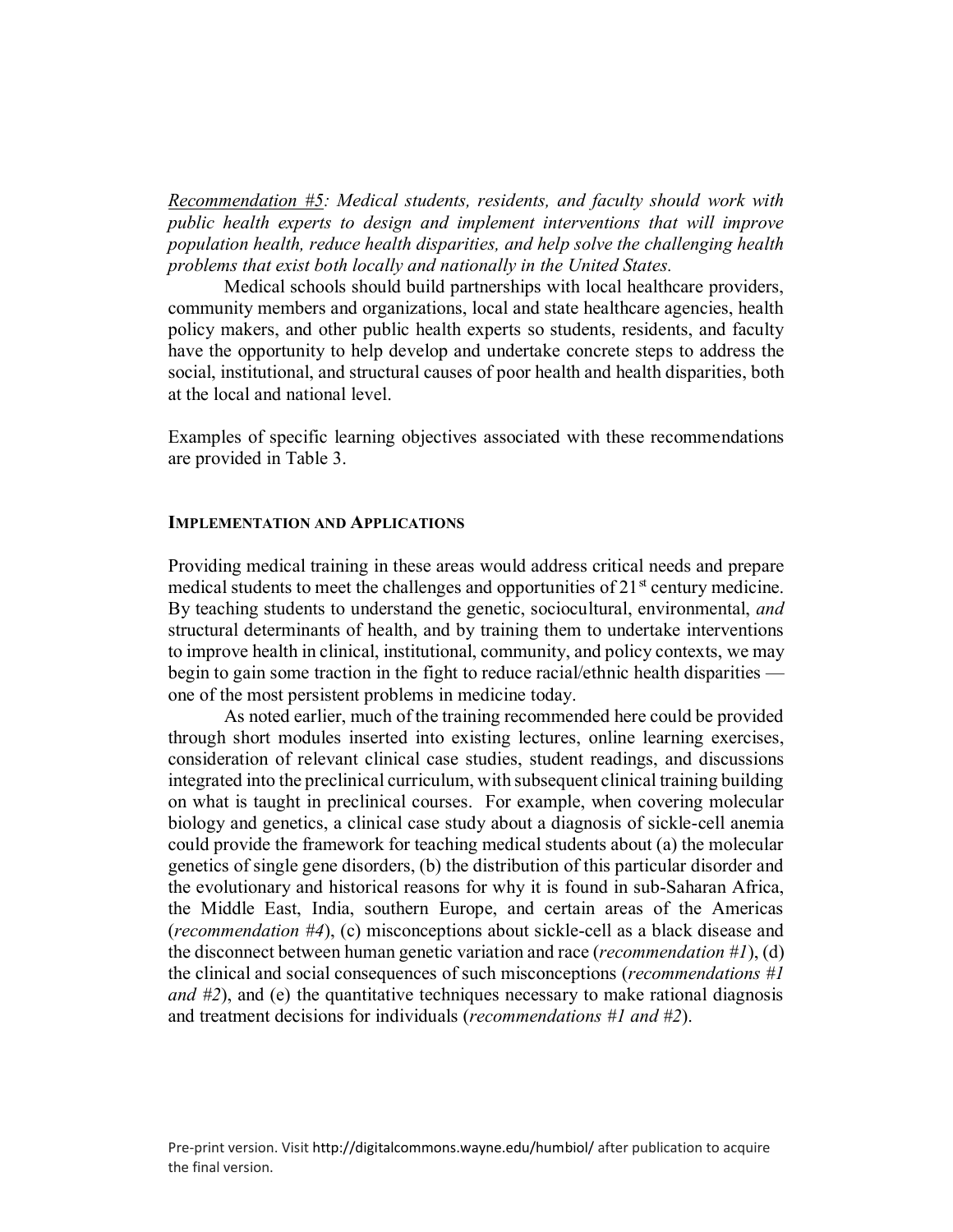<u>Recommendation #5</u>: *Medical students, residents, and faculty should work with public health experts to design and implement interventions that will improve population health, reduce health disparities, and help solve the challenging health problems that exist both locally and nationally in the United States.*

Medical schools should build partnerships with local healthcare providers, community members and organizations, local and state healthcare agencies, health policy makers, and other public health experts so students, residents, and faculty have the opportunity to help develop and undertake concrete steps to address the social, institutional, and structural causes of poor health and health disparities, both at the local and national level.

Examples of specific learning objectives associated with these recommendations are provided in Table 3.

## IMPLEMENTATION AND APPLICATIONS

Providing medical training in these areas would address critical needs and prepare medical students to meet the challenges and opportunities of 21st century medicine. By teaching students to understand the genetic, sociocultural, environmental, *and* structural determinants of health, and by training them to undertake interventions to improve health in clinical, institutional, community, and policy contexts, we may begin to gain some traction in the fight to reduce racial/ethnic health disparities — one of the most persistent problems in medicine today.

As noted earlier, much of the training recommended here could be provided through short modules inserted into existing lectures, online learning exercises, consideration of relevant clinical case studies, student readings, and discussions integrated into the preclinical curriculum, with subsequent clinical training building on what is taught in preclinical courses. For example, when covering molecular biology and genetics, a clinical case study about a diagnosis of sickle-cell anemia could provide the framework for teaching medical students about (a) the molecular genetics of single gene disorders, (b) the distribution of this particular disorder and the evolutionary and historical reasons for why it is found in sub-Saharan Africa, the Middle East, India, southern Europe, and certain areas of the Americas (*recommendation #4*), (c) misconceptions about sickle-cell as a black disease and the disconnect between human genetic variation and race (*recommendation #1*), (d) the clinical and social consequences of such misconceptions (*recommendations #1 and #2*), and (e) the quantitative techniques necessary to make rational diagnosis and treatment decisions for individuals (*recommendations #1 and #2*).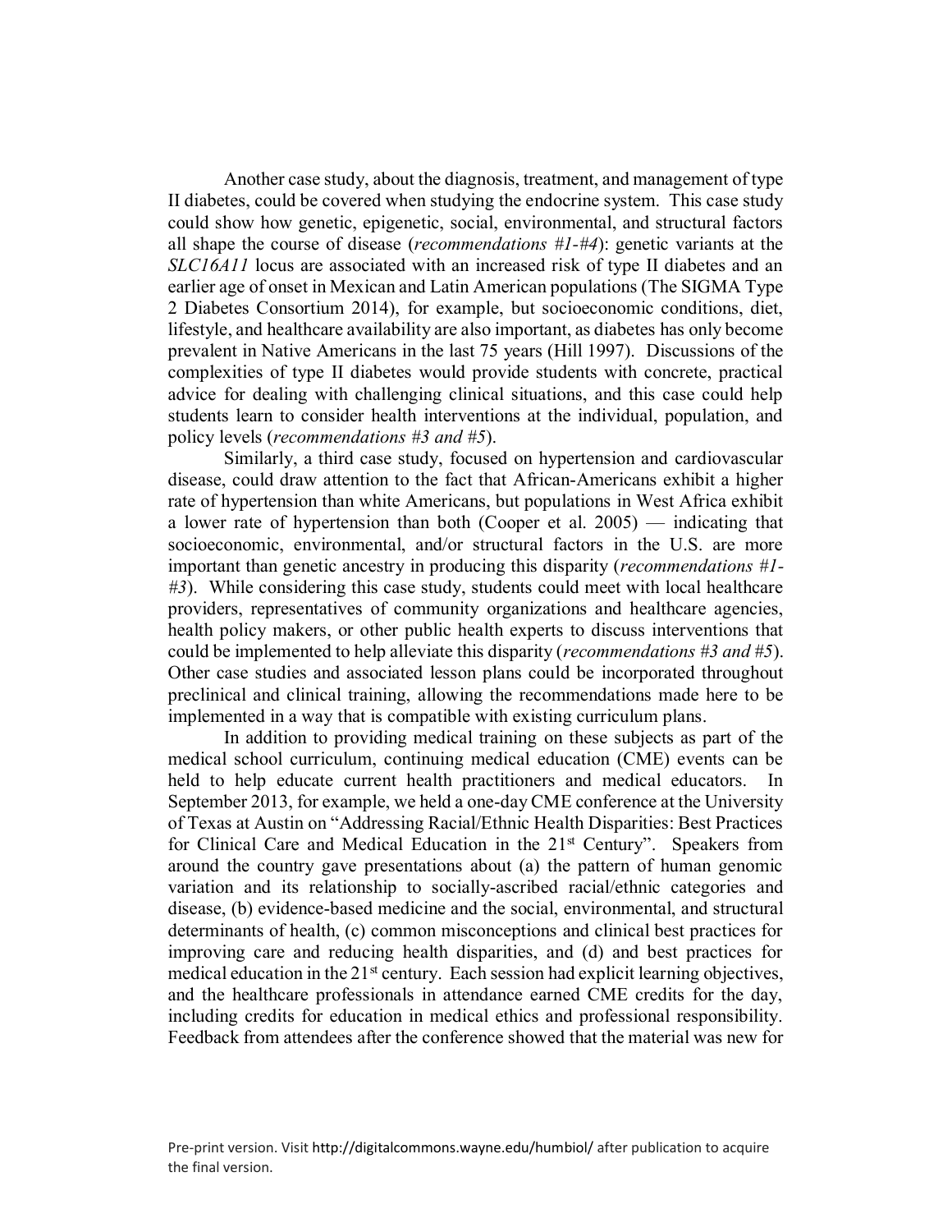Another case study, about the diagnosis, treatment, and management of type II diabetes, could be covered when studying the endocrine system. This case study could show how genetic, epigenetic, social, environmental, and structural factors all shape the course of disease (*recommendations #1-#4*): genetic variants at the *SLC16A11* locus are associated with an increased risk of type II diabetes and an earlier age of onset in Mexican and Latin American populations (The SIGMA Type 2 Diabetes Consortium 2014), for example, but socioeconomic conditions, diet, lifestyle, and healthcare availability are also important, as diabetes has only become prevalent in Native Americans in the last 75 years (Hill 1997). Discussions of the complexities of type II diabetes would provide students with concrete, practical advice for dealing with challenging clinical situations, and this case could help students learn to consider health interventions at the individual, population, and policy levels (*recommendations #3 and #5*).

Similarly, a third case study, focused on hypertension and cardiovascular disease, could draw attention to the fact that African-Americans exhibit a higher rate of hypertension than white Americans, but populations in West Africa exhibit a lower rate of hypertension than both (Cooper et al. 2005) — indicating that socioeconomic, environmental, and/or structural factors in the U.S. are more important than genetic ancestry in producing this disparity (*recommendations #1-#3*). While considering this case study, students could meet with local healthcare providers, representatives of community organizations and healthcare agencies, health policy makers, or other public health experts to discuss interventions that could be implemented to help alleviate this disparity (*recommendations #3 and #5*). Other case studies and associated lesson plans could be incorporated throughout preclinical and clinical training, allowing the recommendations made here to be implemented in a way that is compatible with existing curriculum plans.

In addition to providing medical training on these subjects as part of the medical school curriculum, continuing medical education (CME) events can be held to help educate current health practitioners and medical educators. In September 2013, for example, we held a one-day CME conference at the University of Texas at Austin on "Addressing Racial/Ethnic Health Disparities: Best Practices for Clinical Care and Medical Education in the 21st Century". Speakers from around the country gave presentations about (a) the pattern of human genomic variation and its relationship to socially-ascribed racial/ethnic categories and disease, (b) evidence-based medicine and the social, environmental, and structural determinants of health, (c) common misconceptions and clinical best practices for improving care and reducing health disparities, and (d) and best practices for medical education in the 21st century. Each session had explicit learning objectives, and the healthcare professionals in attendance earned CME credits for the day, including credits for education in medical ethics and professional responsibility. Feedback from attendees after the conference showed that the material was new for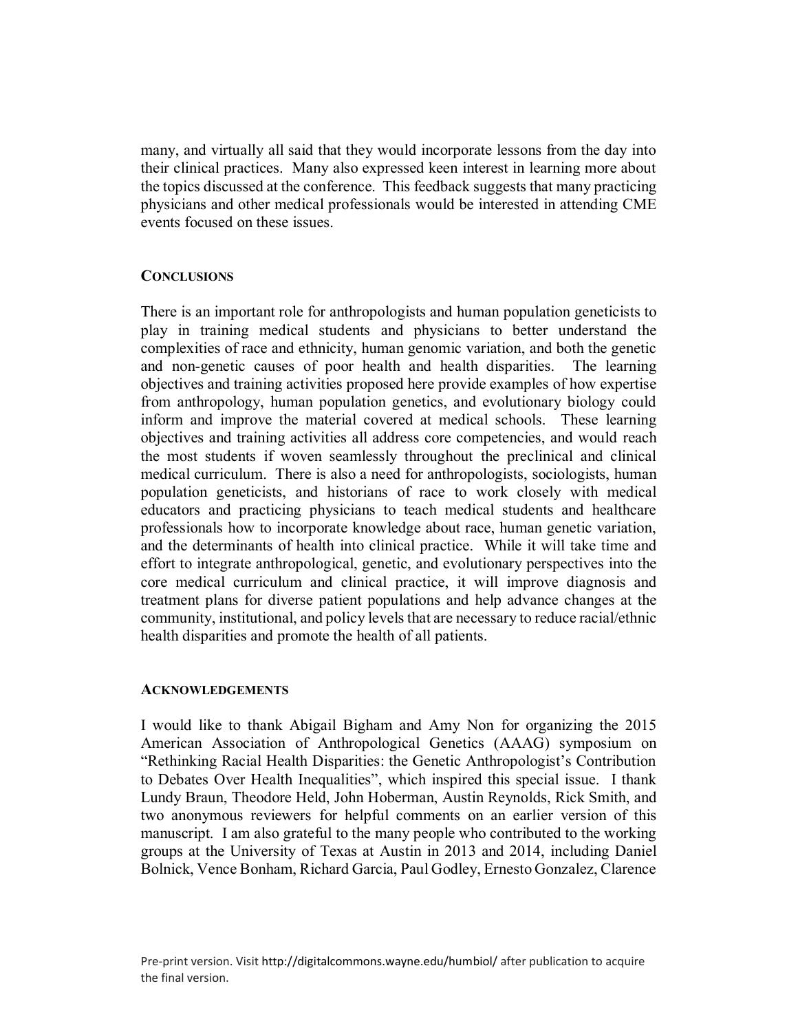many, and virtually all said that they would incorporate lessons from the day into their clinical practices. Many also expressed keen interest in learning more about the topics discussed at the conference. This feedback suggests that many practicing physicians and other medical professionals would be interested in attending CME events focused on these issues.

## CONCLUSIONS

There is an important role for anthropologists and human population geneticists to play in training medical students and physicians to better understand the complexities of race and ethnicity, human genomic variation, and both the genetic and non-genetic causes of poor health and health disparities. The learning objectives and training activities proposed here provide examples of how expertise from anthropology, human population genetics, and evolutionary biology could inform and improve the material covered at medical schools. These learning objectives and training activities all address core competencies, and would reach the most students if woven seamlessly throughout the preclinical and clinical medical curriculum. There is also a need for anthropologists, sociologists, human population geneticists, and historians of race to work closely with medical educators and practicing physicians to teach medical students and healthcare professionals how to incorporate knowledge about race, human genetic variation, and the determinants of health into clinical practice. While it will take time and effort to integrate anthropological, genetic, and evolutionary perspectives into the core medical curriculum and clinical practice, it will improve diagnosis and treatment plans for diverse patient populations and help advance changes at the community, institutional, and policy levels that are necessary to reduce racial/ethnic health disparities and promote the health of all patients.

## ACKNOWLEDGEMENTS

I would like to thank Abigail Bigham and Amy Non for organizing the 2015 American Association of Anthropological Genetics (AAAG) symposium on "Rethinking Racial Health Disparities: the Genetic Anthropologist's Contribution to Debates Over Health Inequalities", which inspired this special issue. I thank Lundy Braun, Theodore Held, John Hoberman, Austin Reynolds, Rick Smith, and two anonymous reviewers for helpful comments on an earlier version of this manuscript. I am also grateful to the many people who contributed to the working groups at the University of Texas at Austin in 2013 and 2014, including Daniel Bolnick, Vence Bonham, Richard Garcia, Paul Godley, Ernesto Gonzalez, Clarence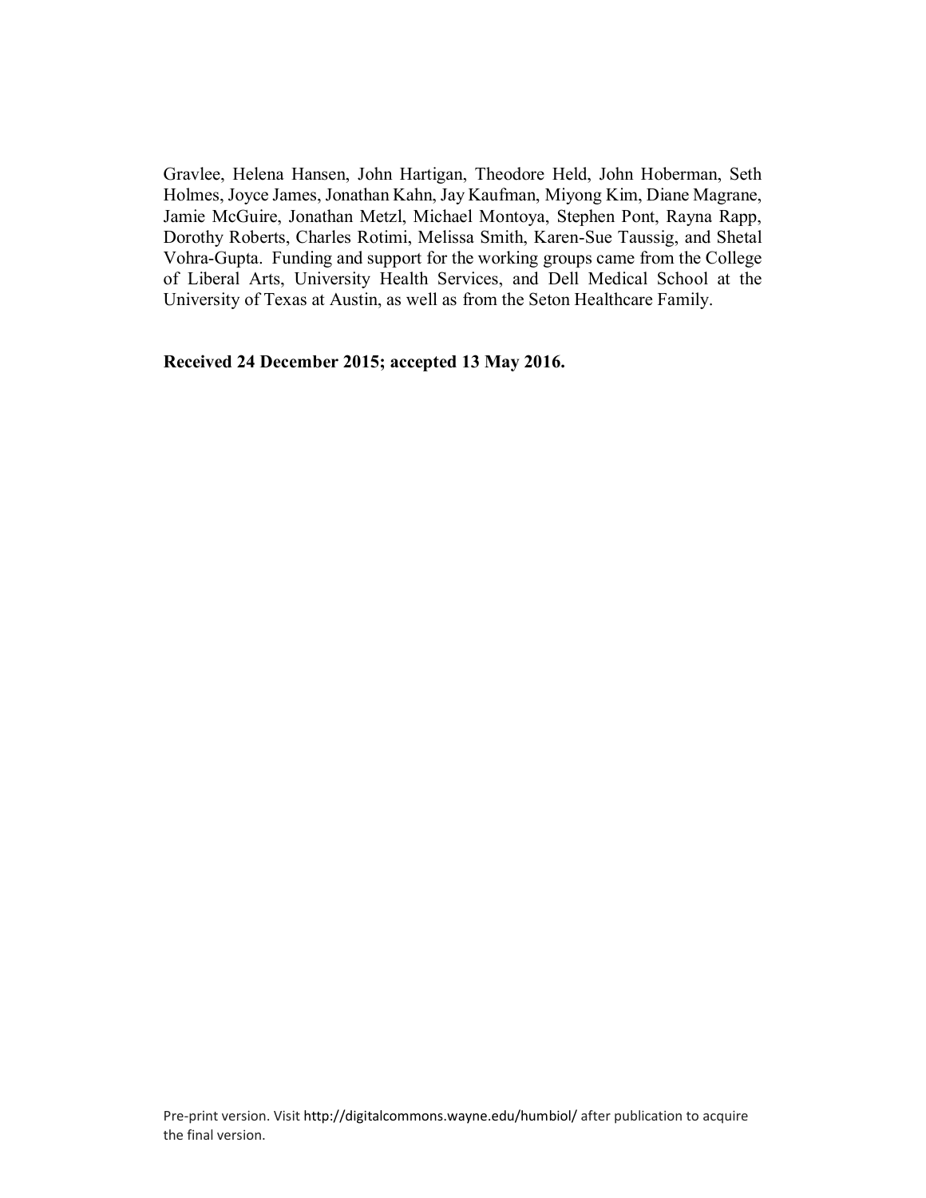Gravlee, Helena Hansen, John Hartigan, Theodore Held, John Hoberman, Seth Holmes, Joyce James, Jonathan Kahn, Jay Kaufman, Miyong Kim, Diane Magrane, Jamie McGuire, Jonathan Metzl, Michael Montoya, Stephen Pont, Rayna Rapp, Dorothy Roberts, Charles Rotimi, Melissa Smith, Karen-Sue Taussig, and Shetal Vohra-Gupta. Funding and support for the working groups came from the College of Liberal Arts, University Health Services, and Dell Medical School at the University of Texas at Austin, as well as from the Seton Healthcare Family.

**Received 24 December 2015; accepted 13 May 2016.**

Pre-print version. Visit http://digitalcommons.wayne.edu/humbiol/ after publication to acquire the final version.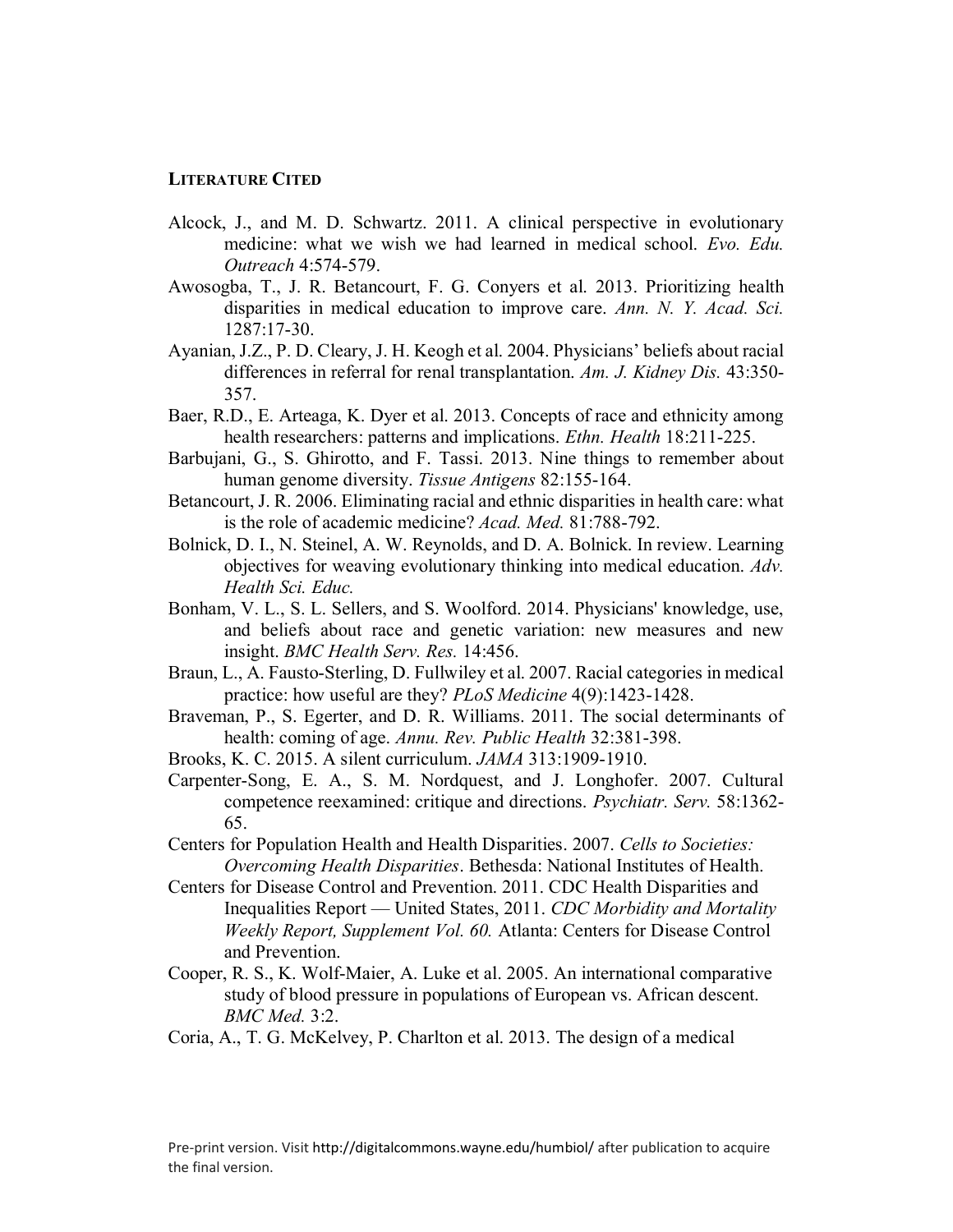## LITERATURE CITED

Alcock, J., and M. D. Schwartz. 2011. A clinical perspective in evolutionary medicine: what we wish we had learned in medical school. *Evo. Edu. Outreach* 4:574-579.

Awosogba, T., J. R. Betancourt, F. G. Conyers et al. 2013. Prioritizing health disparities in medical education to improve care. *Ann. N. Y. Acad. Sci.* 1287:17-30.

Ayanian, J.Z., P. D. Cleary, J. H. Keogh et al. 2004. Physicians' beliefs about racial differences in referral for renal transplantation. *Am. J. Kidney Dis.* 43:350-357.

Baer, R.D., E. Arteaga, K. Dyer et al. 2013. Concepts of race and ethnicity among health researchers: patterns and implications. *Ethn. Health* 18:211-225.

Barbujani, G., S. Ghirotto, and F. Tassi. 2013. Nine things to remember about human genome diversity. *Tissue Antigens* 82:155-164.

Betancourt, J. R. 2006. Eliminating racial and ethnic disparities in health care: what is the role of academic medicine? *Acad. Med.* 81:788-792.

Bolnick, D. I., N. Steinel, A. W. Reynolds, and D. A. Bolnick. In review. Learning objectives for weaving evolutionary thinking into medical education. *Adv. Health Sci. Educ.*

Bonham, V. L., S. L. Sellers, and S. Woolford. 2014. Physicians' knowledge, use, and beliefs about race and genetic variation: new measures and new insight. *BMC Health Serv. Res.* 14:456.

Braun, L., A. Fausto-Sterling, D. Fullwiley et al. 2007. Racial categories in medical practice: how useful are they? *PLoS Medicine* 4(9):1423-1428.

Braveman, P., S. Egerter, and D. R. Williams. 2011. The social determinants of health: coming of age. *Annu. Rev. Public Health* 32:381-398.

Brooks, K. C. 2015. A silent curriculum. *JAMA* 313:1909-1910.

Carpenter-Song, E. A., S. M. Nordquest, and J. Longhofer. 2007. Cultural competence reexamined: critique and directions. *Psychiatr. Serv.* 58:1362-65.

Centers for Population Health and Health Disparities. 2007. *Cells to Societies: Overcoming Health Disparities*. Bethesda: National Institutes of Health.

Centers for Disease Control and Prevention. 2011. CDC Health Disparities and Inequalities Report — United States, 2011. *CDC Morbidity and Mortality Weekly Report, Supplement Vol. 60.* Atlanta: Centers for Disease Control and Prevention.

Cooper, R. S., K. Wolf-Maier, A. Luke et al. 2005. An international comparative study of blood pressure in populations of European vs. African descent. *BMC Med.* 3:2.

Coria, A., T. G. McKelvey, P. Charlton et al. 2013. The design of a medical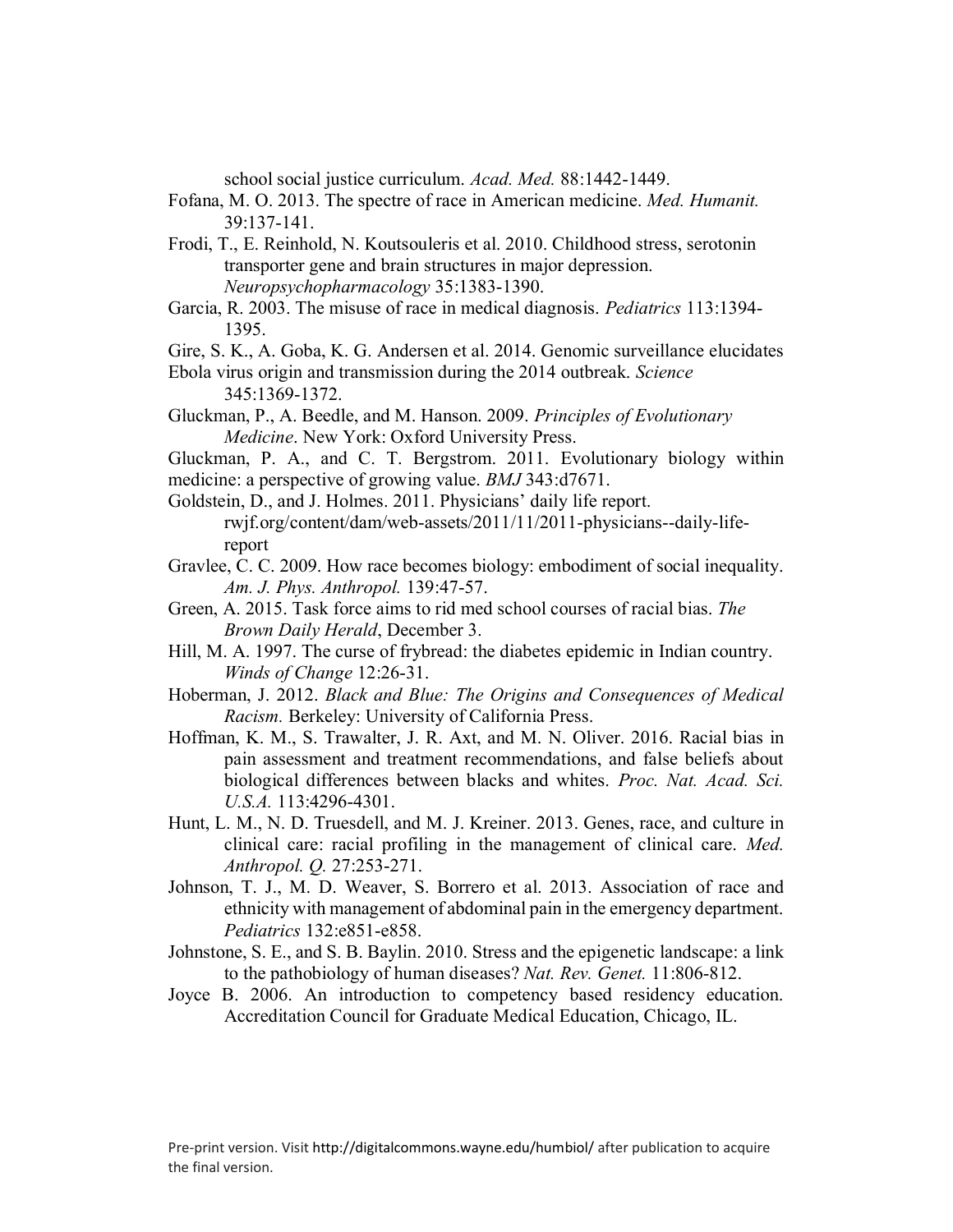school social justice curriculum. *Acad. Med.* 88:1442-1449.

Fofana, M. O. 2013. The spectre of race in American medicine. *Med. Humanit.* 39:137-141.

Frodi, T., E. Reinhold, N. Koutsouleris et al. 2010. Childhood stress, serotonin transporter gene and brain structures in major depression. *Neuropsychopharmacology* 35:1383-1390.

Garcia, R. 2003. The misuse of race in medical diagnosis. *Pediatrics* 113:1394-1395.

Gire, S. K., A. Goba, K. G. Andersen et al. 2014. Genomic surveillance elucidates Ebola virus origin and transmission during the 2014 outbreak. *Science* 345:1369-1372.

Gluckman, P., A. Beedle, and M. Hanson. 2009. *Principles of Evolutionary Medicine*. New York: Oxford University Press.

Gluckman, P. A., and C. T. Bergstrom. 2011. Evolutionary biology within medicine: a perspective of growing value. *BMJ* 343:d7671.

Goldstein, D., and J. Holmes. 2011. Physicians' daily life report. rwjf.org/content/dam/web-assets/2011/11/2011-physicians--daily-life-report

Gravlee, C. C. 2009. How race becomes biology: embodiment of social inequality. *Am. J. Phys. Anthropol.* 139:47-57.

Green, A. 2015. Task force aims to rid med school courses of racial bias. *The Brown Daily Herald*, December 3.

Hill, M. A. 1997. The curse of frybread: the diabetes epidemic in Indian country. *Winds of Change* 12:26-31.

Hoberman, J. 2012. *Black and Blue: The Origins and Consequences of Medical Racism.* Berkeley: University of California Press.

Hoffman, K. M., S. Trawalter, J. R. Axt, and M. N. Oliver. 2016. Racial bias in pain assessment and treatment recommendations, and false beliefs about biological differences between blacks and whites. *Proc. Nat. Acad. Sci. U.S.A.* 113:4296-4301.

Hunt, L. M., N. D. Truesdell, and M. J. Kreiner. 2013. Genes, race, and culture in clinical care: racial profiling in the management of clinical care. *Med. Anthropol. Q.* 27:253-271.

Johnson, T. J., M. D. Weaver, S. Borrero et al. 2013. Association of race and ethnicity with management of abdominal pain in the emergency department. *Pediatrics* 132:e851-e858.

Johnstone, S. E., and S. B. Baylin. 2010. Stress and the epigenetic landscape: a link to the pathobiology of human diseases? *Nat. Rev. Genet.* 11:806-812.

Joyce B. 2006. An introduction to competency based residency education. Accreditation Council for Graduate Medical Education, Chicago, IL.

Pre-print version. Visit http://digitalcommons.wayne.edu/humbiol/ after publication to acquire the final version.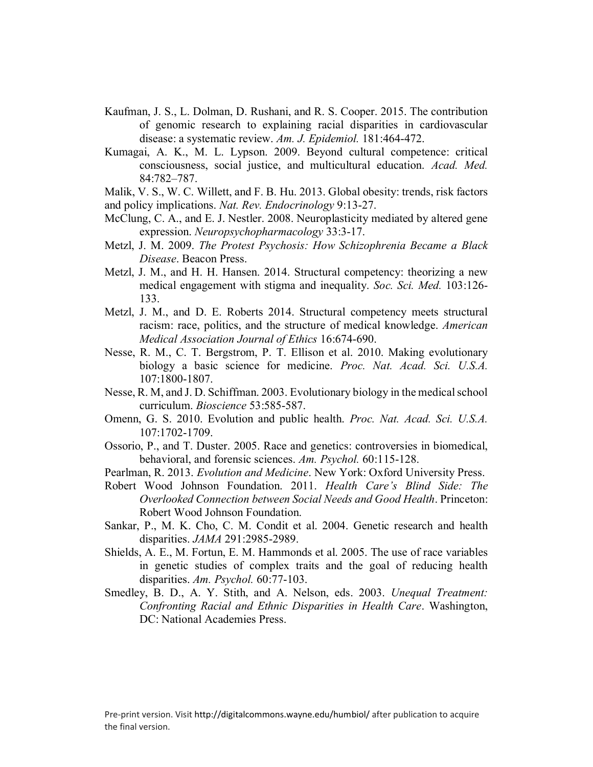Kaufman, J. S., L. Dolman, D. Rushani, and R. S. Cooper. 2015. The contribution of genomic research to explaining racial disparities in cardiovascular disease: a systematic review. *Am. J. Epidemiol.* 181:464-472.

Kumagai, A. K., M. L. Lypson. 2009. Beyond cultural competence: critical consciousness, social justice, and multicultural education. *Acad. Med.* 84:782–787.

Malik, V. S., W. C. Willett, and F. B. Hu. 2013. Global obesity: trends, risk factors and policy implications. *Nat. Rev. Endocrinology* 9:13-27.

McClung, C. A., and E. J. Nestler. 2008. Neuroplasticity mediated by altered gene expression. *Neuropsychopharmacology* 33:3-17.

Metzl, J. M. 2009. *The Protest Psychosis: How Schizophrenia Became a Black Disease*. Beacon Press.

Metzl, J. M., and H. H. Hansen. 2014. Structural competency: theorizing a new medical engagement with stigma and inequality. *Soc. Sci. Med.* 103:126-133.

Metzl, J. M., and D. E. Roberts 2014. Structural competency meets structural racism: race, politics, and the structure of medical knowledge. *American Medical Association Journal of Ethics* 16:674-690.

Nesse, R. M., C. T. Bergstrom, P. T. Ellison et al. 2010. Making evolutionary biology a basic science for medicine. *Proc. Nat. Acad. Sci. U.S.A.* 107:1800-1807.

Nesse, R. M, and J. D. Schiffman. 2003. Evolutionary biology in the medical school curriculum. *Bioscience* 53:585-587.

Omenn, G. S. 2010. Evolution and public health. *Proc. Nat. Acad. Sci. U.S.A.* 107:1702-1709.

Ossorio, P., and T. Duster. 2005. Race and genetics: controversies in biomedical, behavioral, and forensic sciences. *Am. Psychol.* 60:115-128.

Pearlman, R. 2013. *Evolution and Medicine*. New York: Oxford University Press.

Robert Wood Johnson Foundation. 2011. *Health Care's Blind Side: The Overlooked Connection between Social Needs and Good Health*. Princeton: Robert Wood Johnson Foundation.

Sankar, P., M. K. Cho, C. M. Condit et al. 2004. Genetic research and health disparities. *JAMA* 291:2985-2989.

Shields, A. E., M. Fortun, E. M. Hammonds et al. 2005. The use of race variables in genetic studies of complex traits and the goal of reducing health disparities. *Am. Psychol.* 60:77-103.

Smedley, B. D., A. Y. Stith, and A. Nelson, eds. 2003. *Unequal Treatment: Confronting Racial and Ethnic Disparities in Health Care*. Washington, DC: National Academies Press.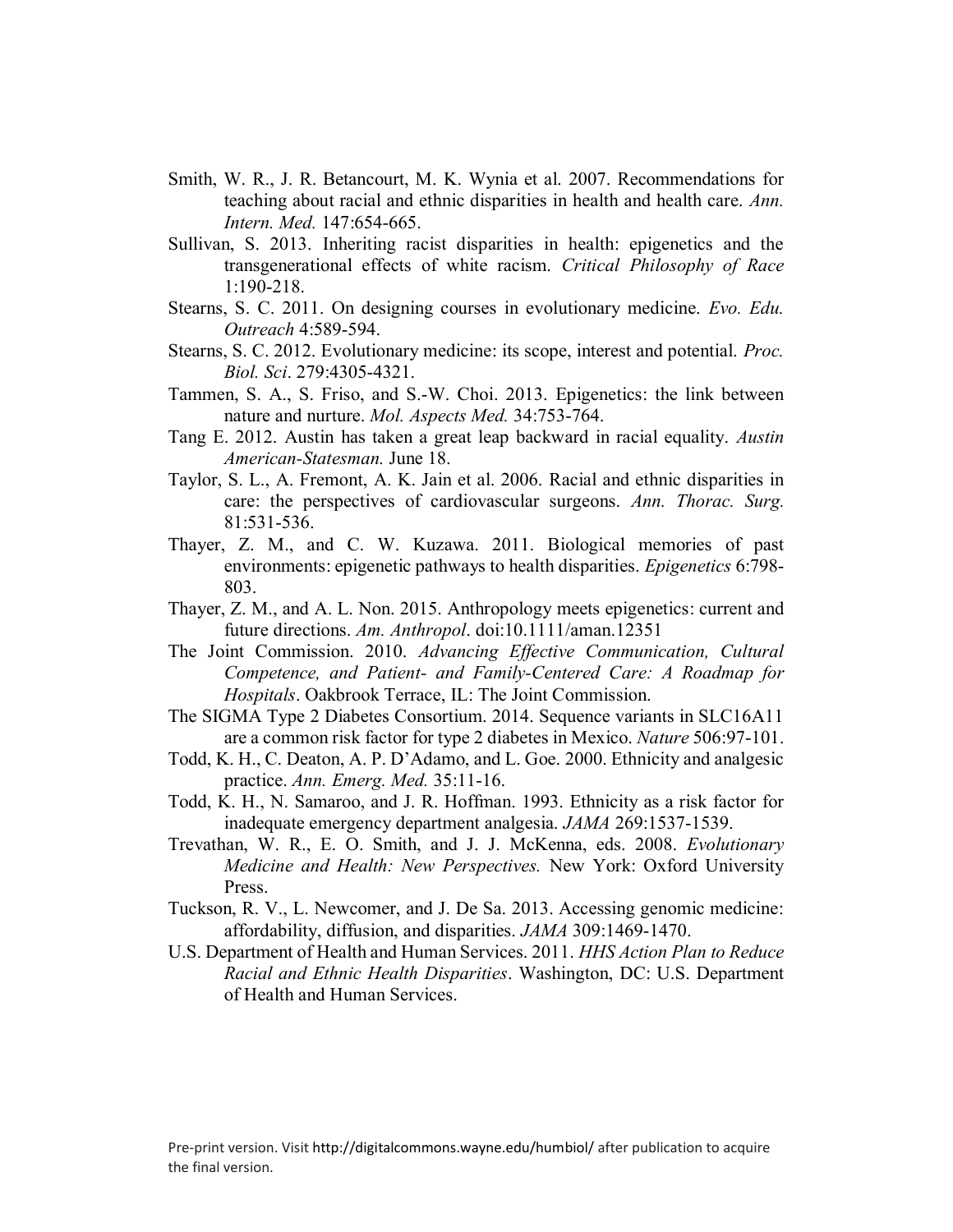Smith, W. R., J. R. Betancourt, M. K. Wynia et al. 2007. Recommendations for teaching about racial and ethnic disparities in health and health care. *Ann. Intern. Med.* 147:654-665.

Sullivan, S. 2013. Inheriting racist disparities in health: epigenetics and the transgenerational effects of white racism. *Critical Philosophy of Race* 1:190-218.

Stearns, S. C. 2011. On designing courses in evolutionary medicine. *Evo. Edu. Outreach* 4:589-594.

Stearns, S. C. 2012. Evolutionary medicine: its scope, interest and potential. *Proc. Biol. Sci*. 279:4305-4321.

Tammen, S. A., S. Friso, and S.-W. Choi. 2013. Epigenetics: the link between nature and nurture. *Mol. Aspects Med.* 34:753-764.

Tang E. 2012. Austin has taken a great leap backward in racial equality. *Austin American-Statesman.* June 18.

Taylor, S. L., A. Fremont, A. K. Jain et al. 2006. Racial and ethnic disparities in care: the perspectives of cardiovascular surgeons. *Ann. Thorac. Surg.* 81:531-536.

Thayer, Z. M., and C. W. Kuzawa. 2011. Biological memories of past environments: epigenetic pathways to health disparities. *Epigenetics* 6:798-803.

Thayer, Z. M., and A. L. Non. 2015. Anthropology meets epigenetics: current and future directions. *Am. Anthropol*. doi:10.1111/aman.12351

The Joint Commission. 2010. *Advancing Effective Communication, Cultural Competence, and Patient- and Family-Centered Care: A Roadmap for Hospitals*. Oakbrook Terrace, IL: The Joint Commission.

The SIGMA Type 2 Diabetes Consortium. 2014. Sequence variants in SLC16A11 are a common risk factor for type 2 diabetes in Mexico. *Nature* 506:97-101.

Todd, K. H., C. Deaton, A. P. D'Adamo, and L. Goe. 2000. Ethnicity and analgesic practice. *Ann. Emerg. Med.* 35:11-16.

Todd, K. H., N. Samaroo, and J. R. Hoffman. 1993. Ethnicity as a risk factor for inadequate emergency department analgesia. *JAMA* 269:1537-1539.

Trevathan, W. R., E. O. Smith, and J. J. McKenna, eds. 2008. *Evolutionary Medicine and Health: New Perspectives.* New York: Oxford University Press.

Tuckson, R. V., L. Newcomer, and J. De Sa. 2013. Accessing genomic medicine: affordability, diffusion, and disparities. *JAMA* 309:1469-1470.

U.S. Department of Health and Human Services. 2011. *HHS Action Plan to Reduce Racial and Ethnic Health Disparities*. Washington, DC: U.S. Department of Health and Human Services.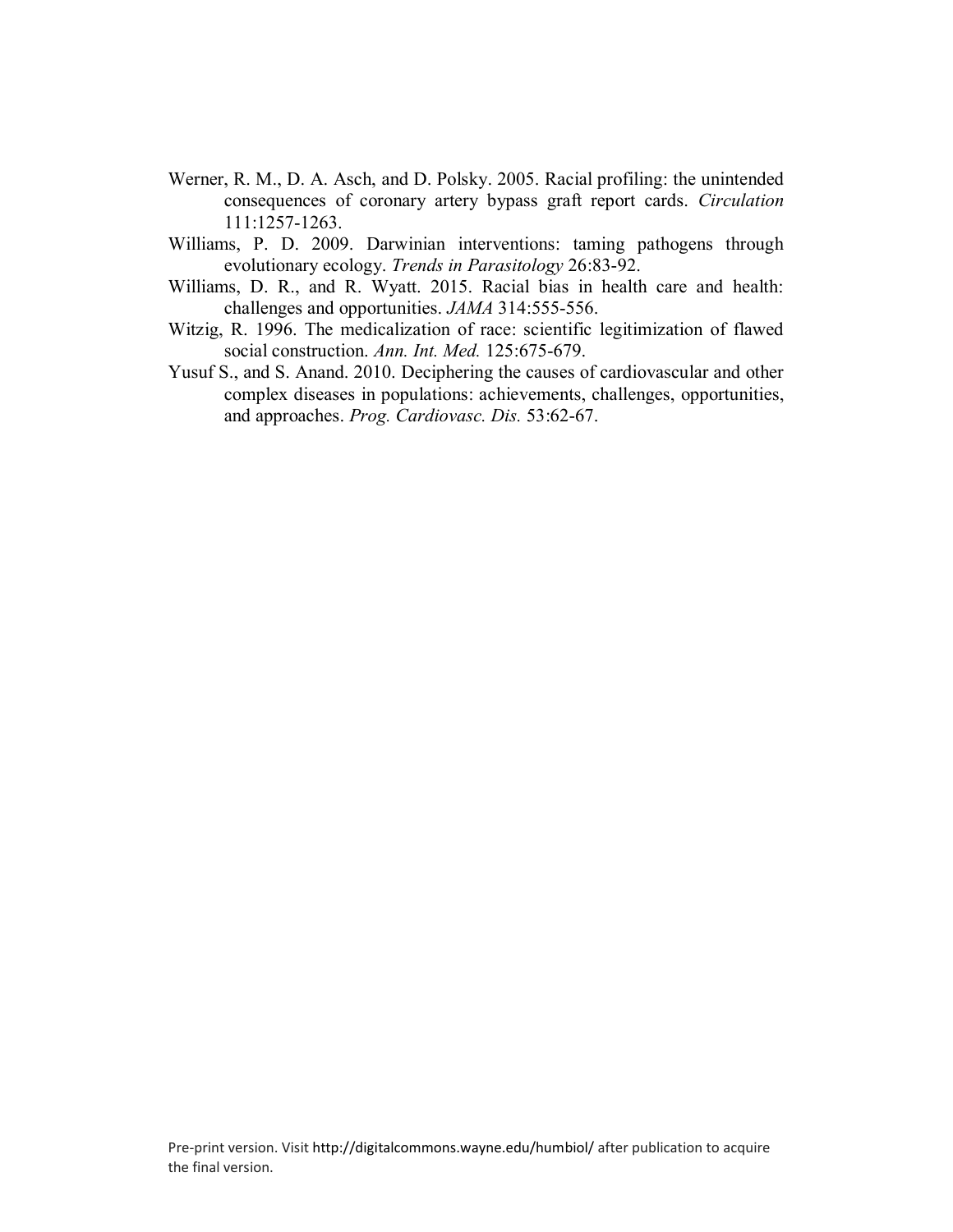Werner, R. M., D. A. Asch, and D. Polsky. 2005. Racial profiling: the unintended consequences of coronary artery bypass graft report cards. *Circulation* 111:1257-1263.

Williams, P. D. 2009. Darwinian interventions: taming pathogens through evolutionary ecology. *Trends in Parasitology* 26:83-92.

Williams, D. R., and R. Wyatt. 2015. Racial bias in health care and health: challenges and opportunities. *JAMA* 314:555-556.

Witzig, R. 1996. The medicalization of race: scientific legitimization of flawed social construction. *Ann. Int. Med.* 125:675-679.

Yusuf S., and S. Anand. 2010. Deciphering the causes of cardiovascular and other complex diseases in populations: achievements, challenges, opportunities, and approaches. *Prog. Cardiovasc. Dis.* 53:62-67.

Pre-print version. Visit http://digitalcommons.wayne.edu/humbiol/ after publication to acquire the final version.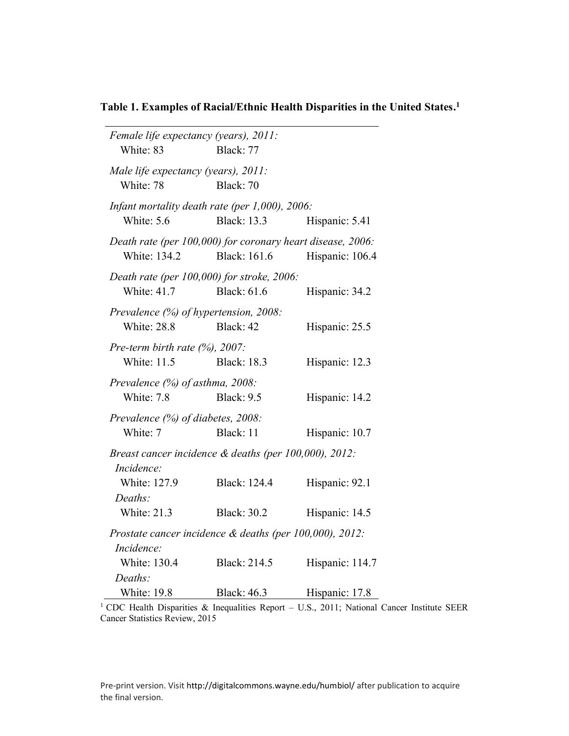**Table 1. Examples of Racial/Ethnic Health Disparities in the United States.**[1]

| | | |
|---|---|---|
| *Female life expectancy (years), 2011:* | | |
| White: 83 | Black: 77 | |
| *Male life expectancy (years), 2011:* | | |
| White: 78 | Black: 70 | |
| *Infant mortality death rate (per 1,000), 2006:* | | |
| White: 5.6 | Black: 13.3 | Hispanic: 5.41 |
| *Death rate (per 100,000) for coronary heart disease, 2006:* | | |
| White: 134.2 | Black: 161.6 | Hispanic: 106.4 |
| *Death rate (per 100,000) for stroke, 2006:* | | |
| White: 41.7 | Black: 61.6 | Hispanic: 34.2 |
| *Prevalence (%) of hypertension, 2008:* | | |
| White: 28.8 | Black: 42 | Hispanic: 25.5 |
| *Pre-term birth rate (%), 2007:* | | |
| White: 11.5 | Black: 18.3 | Hispanic: 12.3 |
| *Prevalence (%) of asthma, 2008:* | | |
| White: 7.8 | Black: 9.5 | Hispanic: 14.2 |
| *Prevalence (%) of diabetes, 2008:* | | |
| White: 7 | Black: 11 | Hispanic: 10.7 |
| *Breast cancer incidence & deaths (per 100,000), 2012:* | | |
| *Incidence:* | | |
| White: 127.9 | Black: 124.4 | Hispanic: 92.1 |
| *Deaths:* | | |
| White: 21.3 | Black: 30.2 | Hispanic: 14.5 |
| *Prostate cancer incidence & deaths (per 100,000), 2012:* | | |
| *Incidence:* | | |
| White: 130.4 | Black: 214.5 | Hispanic: 114.7 |
| *Deaths:* | | |
| White: 19.8 | Black: 46.3 | Hispanic: 17.8 |

[1] CDC Health Disparities & Inequalities Report – U.S., 2011; National Cancer Institute SEER Cancer Statistics Review, 2015

Pre-print version. Visit http://digitalcommons.wayne.edu/humbiol/ after publication to acquire the final version.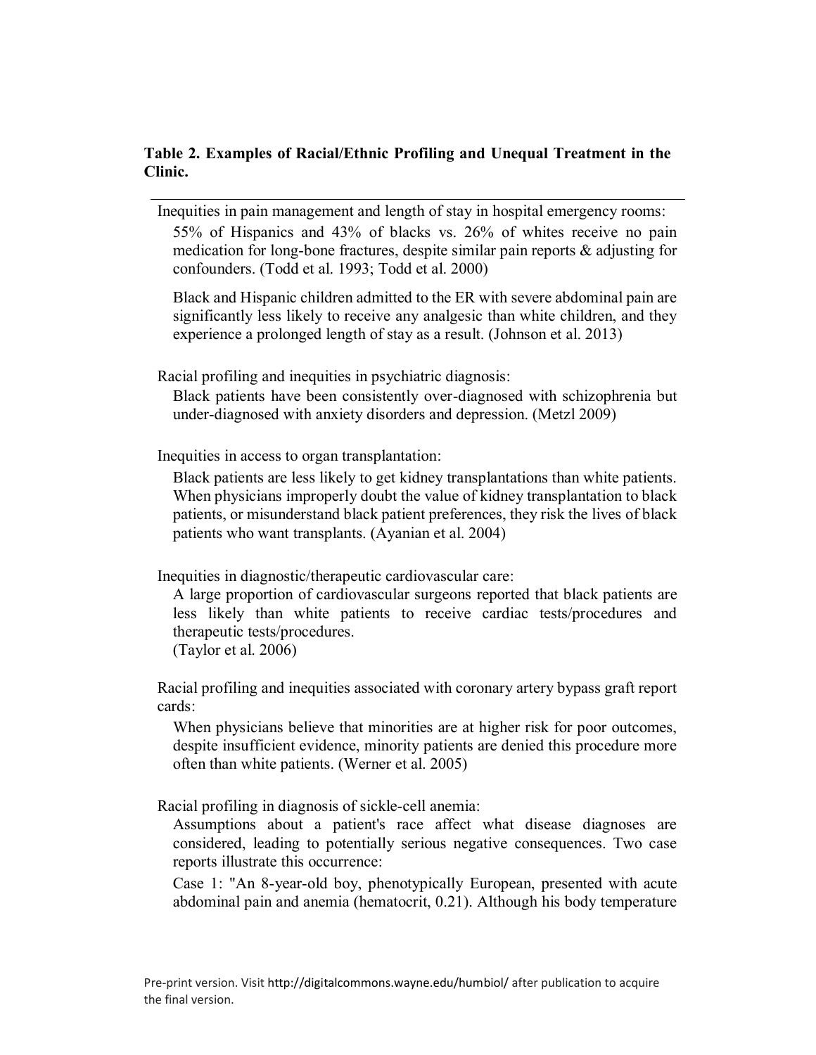**Table 2. Examples of Racial/Ethnic Profiling and Unequal Treatment in the Clinic.**

---

Inequities in pain management and length of stay in hospital emergency rooms:

55% of Hispanics and 43% of blacks vs. 26% of whites receive no pain medication for long-bone fractures, despite similar pain reports & adjusting for confounders. (Todd et al. 1993; Todd et al. 2000)

Black and Hispanic children admitted to the ER with severe abdominal pain are significantly less likely to receive any analgesic than white children, and they experience a prolonged length of stay as a result. (Johnson et al. 2013)

Racial profiling and inequities in psychiatric diagnosis:

Black patients have been consistently over-diagnosed with schizophrenia but under-diagnosed with anxiety disorders and depression. (Metzl 2009)

Inequities in access to organ transplantation:

Black patients are less likely to get kidney transplantations than white patients. When physicians improperly doubt the value of kidney transplantation to black patients, or misunderstand black patient preferences, they risk the lives of black patients who want transplants. (Ayanian et al. 2004)

Inequities in diagnostic/therapeutic cardiovascular care:

A large proportion of cardiovascular surgeons reported that black patients are less likely than white patients to receive cardiac tests/procedures and therapeutic tests/procedures.
(Taylor et al. 2006)

Racial profiling and inequities associated with coronary artery bypass graft report cards:

When physicians believe that minorities are at higher risk for poor outcomes, despite insufficient evidence, minority patients are denied this procedure more often than white patients. (Werner et al. 2005)

Racial profiling in diagnosis of sickle-cell anemia:

Assumptions about a patient's race affect what disease diagnoses are considered, leading to potentially serious negative consequences. Two case reports illustrate this occurrence:

Case 1: "An 8-year-old boy, phenotypically European, presented with acute abdominal pain and anemia (hematocrit, 0.21). Although his body temperature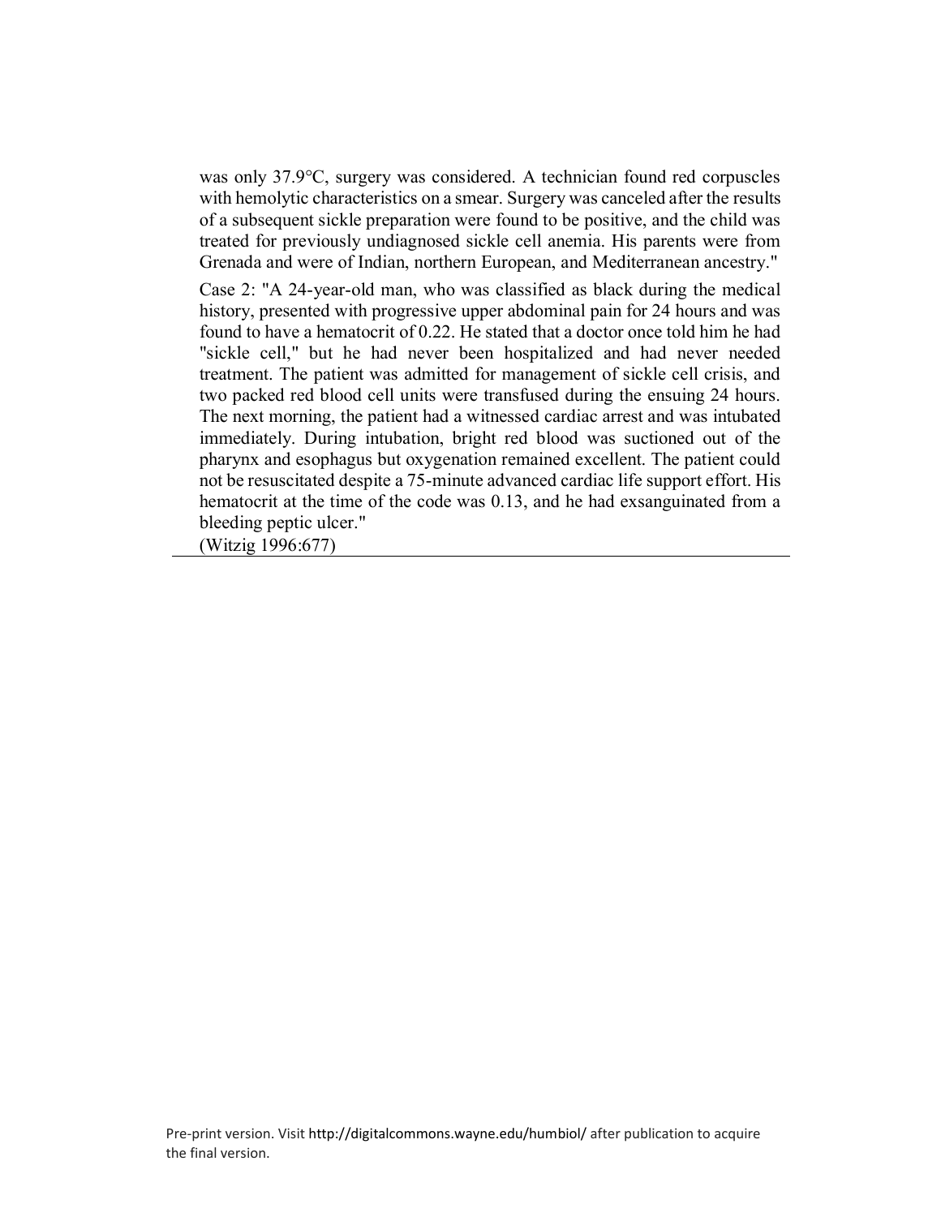was only 37.9°C, surgery was considered. A technician found red corpuscles with hemolytic characteristics on a smear. Surgery was canceled after the results of a subsequent sickle preparation were found to be positive, and the child was treated for previously undiagnosed sickle cell anemia. His parents were from Grenada and were of Indian, northern European, and Mediterranean ancestry."

Case 2: "A 24-year-old man, who was classified as black during the medical history, presented with progressive upper abdominal pain for 24 hours and was found to have a hematocrit of 0.22. He stated that a doctor once told him he had "sickle cell," but he had never been hospitalized and had never needed treatment. The patient was admitted for management of sickle cell crisis, and two packed red blood cell units were transfused during the ensuing 24 hours. The next morning, the patient had a witnessed cardiac arrest and was intubated immediately. During intubation, bright red blood was suctioned out of the pharynx and esophagus but oxygenation remained excellent. The patient could not be resuscitated despite a 75-minute advanced cardiac life support effort. His hematocrit at the time of the code was 0.13, and he had exsanguinated from a bleeding peptic ulcer."

(Witzig 1996:677)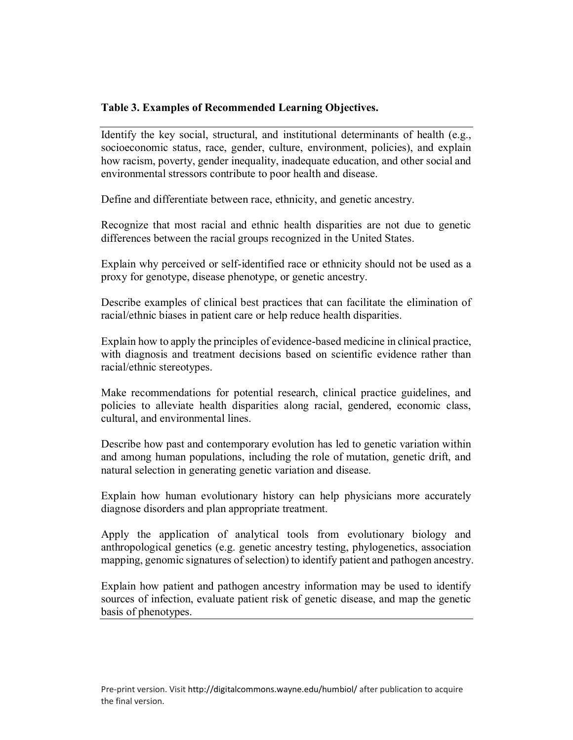**Table 3. Examples of Recommended Learning Objectives.**

| |
|---|
| Identify the key social, structural, and institutional determinants of health (e.g., socioeconomic status, race, gender, culture, environment, policies), and explain how racism, poverty, gender inequality, inadequate education, and other social and environmental stressors contribute to poor health and disease. |
| Define and differentiate between race, ethnicity, and genetic ancestry. |
| Recognize that most racial and ethnic health disparities are not due to genetic differences between the racial groups recognized in the United States. |
| Explain why perceived or self-identified race or ethnicity should not be used as a proxy for genotype, disease phenotype, or genetic ancestry. |
| Describe examples of clinical best practices that can facilitate the elimination of racial/ethnic biases in patient care or help reduce health disparities. |
| Explain how to apply the principles of evidence-based medicine in clinical practice, with diagnosis and treatment decisions based on scientific evidence rather than racial/ethnic stereotypes. |
| Make recommendations for potential research, clinical practice guidelines, and policies to alleviate health disparities along racial, gendered, economic class, cultural, and environmental lines. |
| Describe how past and contemporary evolution has led to genetic variation within and among human populations, including the role of mutation, genetic drift, and natural selection in generating genetic variation and disease. |
| Explain how human evolutionary history can help physicians more accurately diagnose disorders and plan appropriate treatment. |
| Apply the application of analytical tools from evolutionary biology and anthropological genetics (e.g. genetic ancestry testing, phylogenetics, association mapping, genomic signatures of selection) to identify patient and pathogen ancestry. |
| Explain how patient and pathogen ancestry information may be used to identify sources of infection, evaluate patient risk of genetic disease, and map the genetic basis of phenotypes. |

Pre-print version. Visit http://digitalcommons.wayne.edu/humbiol/ after publication to acquire the final version.